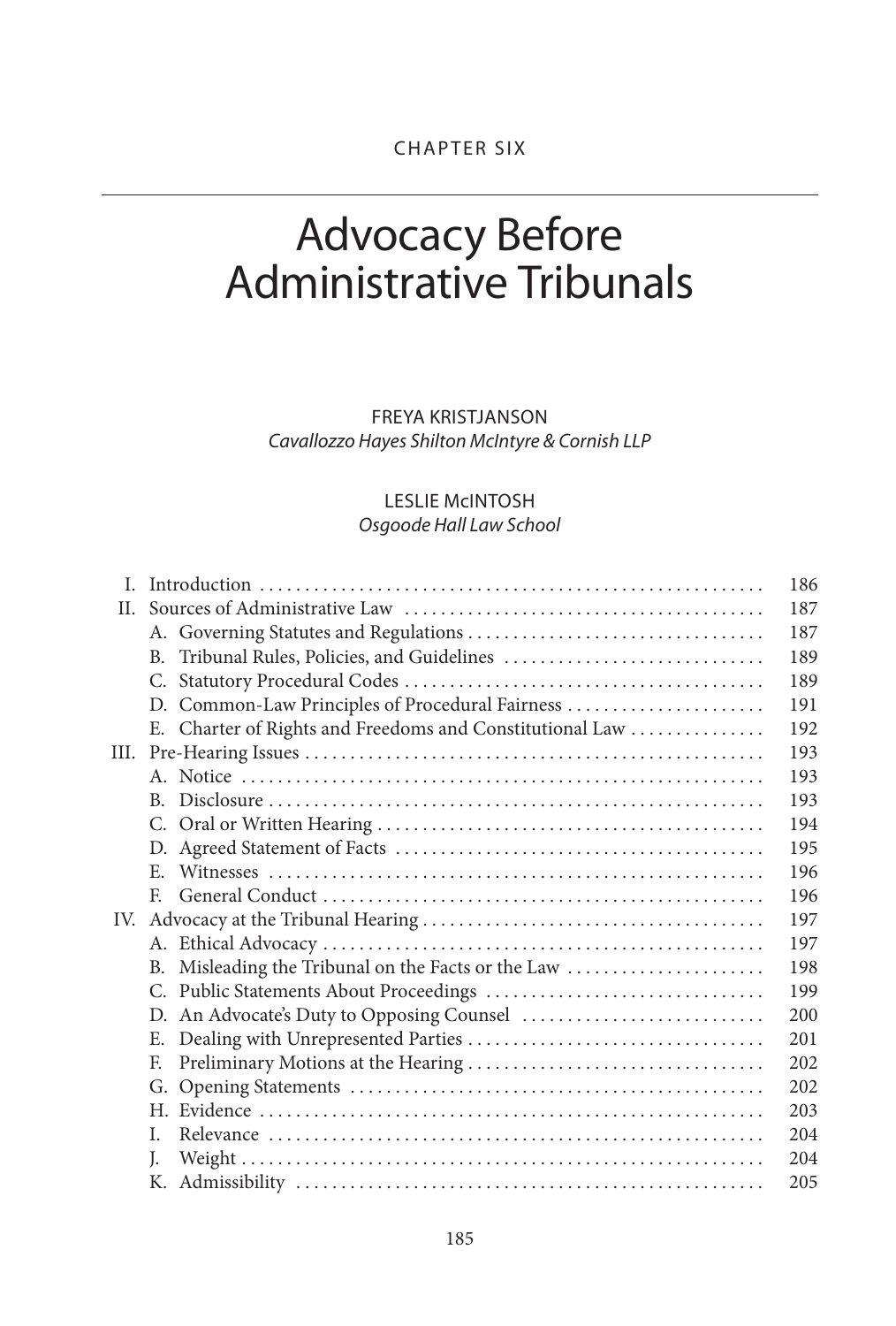CHAPTER SIX

# Advocacy Before Administrative Tribunals

FREYA KRISTJANSON
*Cavallozzo Hayes Shilton McIntyre & Cornish LLP*

LESLIE McINTOSH
*Osgoode Hall Law School*

| | | |
|---|---|---|
| I. | Introduction | 186 |
| II. | Sources of Administrative Law | 187 |
| | A. Governing Statutes and Regulations | 187 |
| | B. Tribunal Rules, Policies, and Guidelines | 189 |
| | C. Statutory Procedural Codes | 189 |
| | D. Common-Law Principles of Procedural Fairness | 191 |
| | E. Charter of Rights and Freedoms and Constitutional Law | 192 |
| III. | Pre-Hearing Issues | 193 |
| | A. Notice | 193 |
| | B. Disclosure | 193 |
| | C. Oral or Written Hearing | 194 |
| | D. Agreed Statement of Facts | 195 |
| | E. Witnesses | 196 |
| | F. General Conduct | 196 |
| IV. | Advocacy at the Tribunal Hearing | 197 |
| | A. Ethical Advocacy | 197 |
| | B. Misleading the Tribunal on the Facts or the Law | 198 |
| | C. Public Statements About Proceedings | 199 |
| | D. An Advocate's Duty to Opposing Counsel | 200 |
| | E. Dealing with Unrepresented Parties | 201 |
| | F. Preliminary Motions at the Hearing | 202 |
| | G. Opening Statements | 202 |
| | H. Evidence | 203 |
| | I. Relevance | 204 |
| | J. Weight | 204 |
| | K. Admissibility | 205 |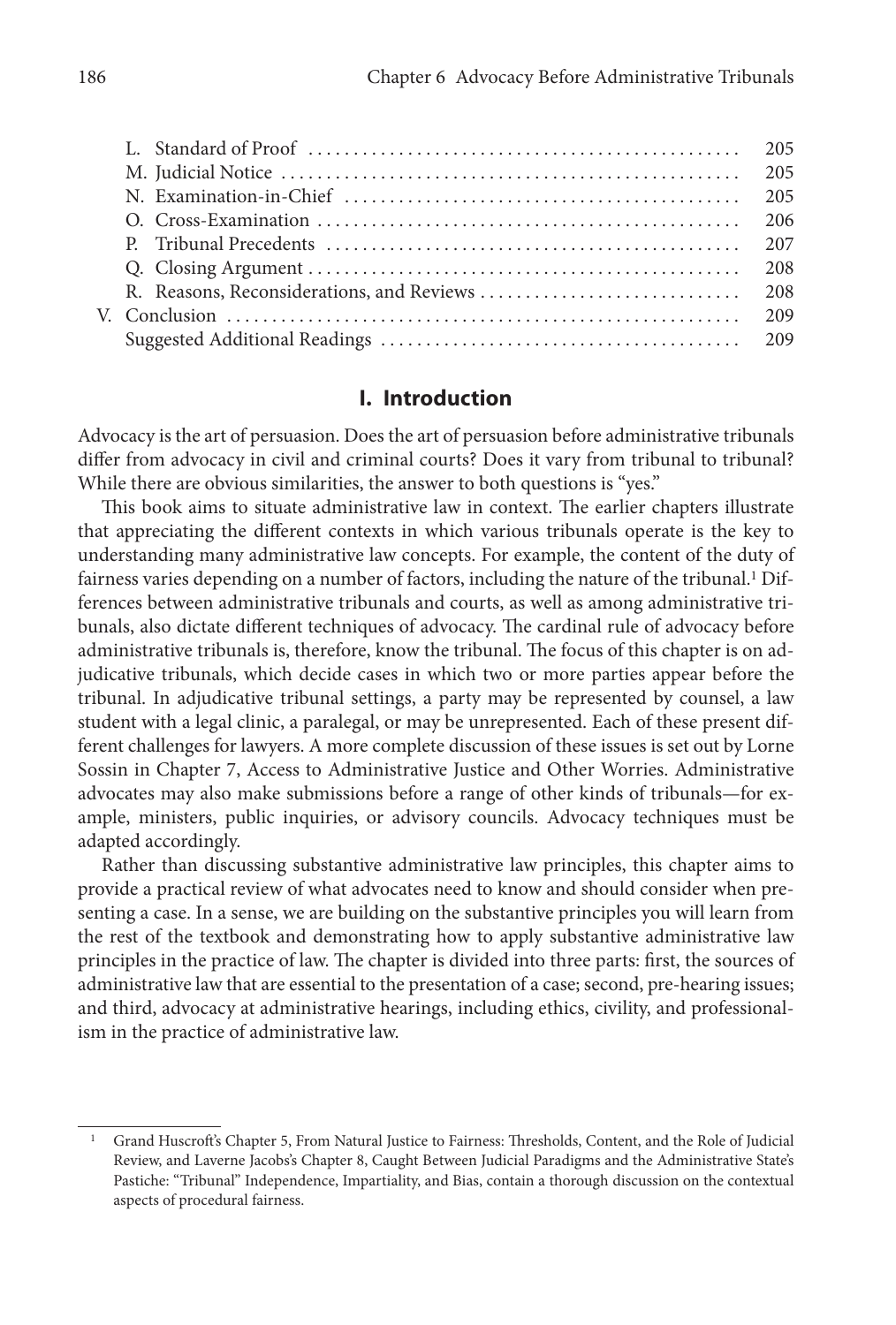L. Standard of Proof ..... 205
M. Judicial Notice ..... 205
N. Examination-in-Chief ..... 205
O. Cross-Examination ..... 206
P. Tribunal Precedents ..... 207
Q. Closing Argument ..... 208
R. Reasons, Reconsiderations, and Reviews ..... 208

V. Conclusion ..... 209

Suggested Additional Readings ..... 209

## I. Introduction

Advocacy is the art of persuasion. Does the art of persuasion before administrative tribunals differ from advocacy in civil and criminal courts? Does it vary from tribunal to tribunal? While there are obvious similarities, the answer to both questions is "yes."

This book aims to situate administrative law in context. The earlier chapters illustrate that appreciating the different contexts in which various tribunals operate is the key to understanding many administrative law concepts. For example, the content of the duty of fairness varies depending on a number of factors, including the nature of the tribunal.[1] Differences between administrative tribunals and courts, as well as among administrative tribunals, also dictate different techniques of advocacy. The cardinal rule of advocacy before administrative tribunals is, therefore, know the tribunal. The focus of this chapter is on adjudicative tribunals, which decide cases in which two or more parties appear before the tribunal. In adjudicative tribunal settings, a party may be represented by counsel, a law student with a legal clinic, a paralegal, or may be unrepresented. Each of these present different challenges for lawyers. A more complete discussion of these issues is set out by Lorne Sossin in Chapter 7, Access to Administrative Justice and Other Worries. Administrative advocates may also make submissions before a range of other kinds of tribunals—for example, ministers, public inquiries, or advisory councils. Advocacy techniques must be adapted accordingly.

Rather than discussing substantive administrative law principles, this chapter aims to provide a practical review of what advocates need to know and should consider when presenting a case. In a sense, we are building on the substantive principles you will learn from the rest of the textbook and demonstrating how to apply substantive administrative law principles in the practice of law. The chapter is divided into three parts: first, the sources of administrative law that are essential to the presentation of a case; second, pre-hearing issues; and third, advocacy at administrative hearings, including ethics, civility, and professionalism in the practice of administrative law.

---

[1] Grand Huscroft's Chapter 5, From Natural Justice to Fairness: Thresholds, Content, and the Role of Judicial Review, and Laverne Jacobs's Chapter 8, Caught Between Judicial Paradigms and the Administrative State's Pastiche: "Tribunal" Independence, Impartiality, and Bias, contain a thorough discussion on the contextual aspects of procedural fairness.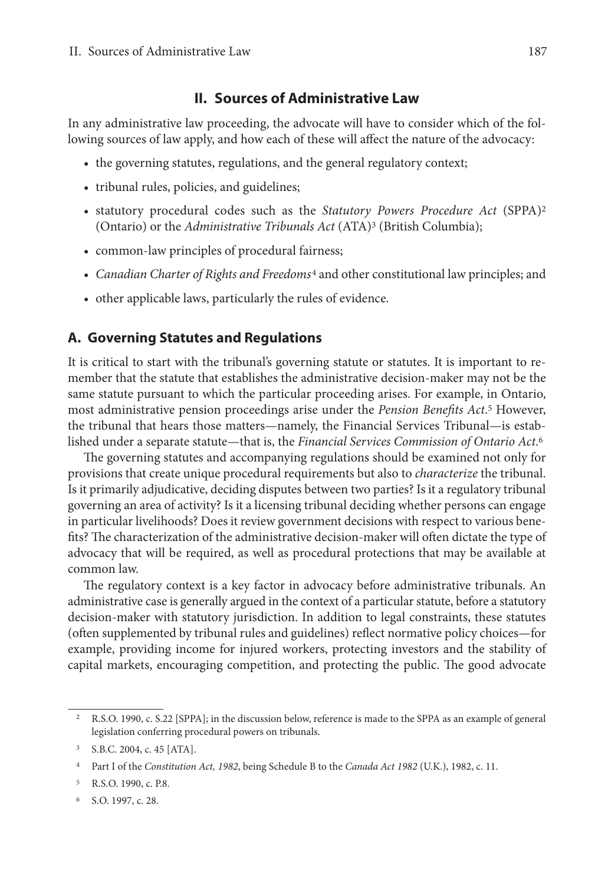## II. Sources of Administrative Law

In any administrative law proceeding, the advocate will have to consider which of the following sources of law apply, and how each of these will affect the nature of the advocacy:

- the governing statutes, regulations, and the general regulatory context;
- tribunal rules, policies, and guidelines;
- statutory procedural codes such as the *Statutory Powers Procedure Act* (SPPA)[2] (Ontario) or the *Administrative Tribunals Act* (ATA)[3] (British Columbia);
- common-law principles of procedural fairness;
- *Canadian Charter of Rights and Freedoms*[4] and other constitutional law principles; and
- other applicable laws, particularly the rules of evidence.

### A. Governing Statutes and Regulations

It is critical to start with the tribunal's governing statute or statutes. It is important to remember that the statute that establishes the administrative decision-maker may not be the same statute pursuant to which the particular proceeding arises. For example, in Ontario, most administrative pension proceedings arise under the *Pension Benefits Act*.[5] However, the tribunal that hears those matters—namely, the Financial Services Tribunal—is established under a separate statute—that is, the *Financial Services Commission of Ontario Act*.[6]

The governing statutes and accompanying regulations should be examined not only for provisions that create unique procedural requirements but also to *characterize* the tribunal. Is it primarily adjudicative, deciding disputes between two parties? Is it a regulatory tribunal governing an area of activity? Is it a licensing tribunal deciding whether persons can engage in particular livelihoods? Does it review government decisions with respect to various benefits? The characterization of the administrative decision-maker will often dictate the type of advocacy that will be required, as well as procedural protections that may be available at common law.

The regulatory context is a key factor in advocacy before administrative tribunals. An administrative case is generally argued in the context of a particular statute, before a statutory decision-maker with statutory jurisdiction. In addition to legal constraints, these statutes (often supplemented by tribunal rules and guidelines) reflect normative policy choices—for example, providing income for injured workers, protecting investors and the stability of capital markets, encouraging competition, and protecting the public. The good advocate

---

[2] R.S.O. 1990, c. S.22 [SPPA]; in the discussion below, reference is made to the SPPA as an example of general legislation conferring procedural powers on tribunals.

[3] S.B.C. 2004, c. 45 [ATA].

[4] Part I of the *Constitution Act, 1982*, being Schedule B to the *Canada Act 1982* (U.K.), 1982, c. 11.

[5] R.S.O. 1990, c. P.8.

[6] S.O. 1997, c. 28.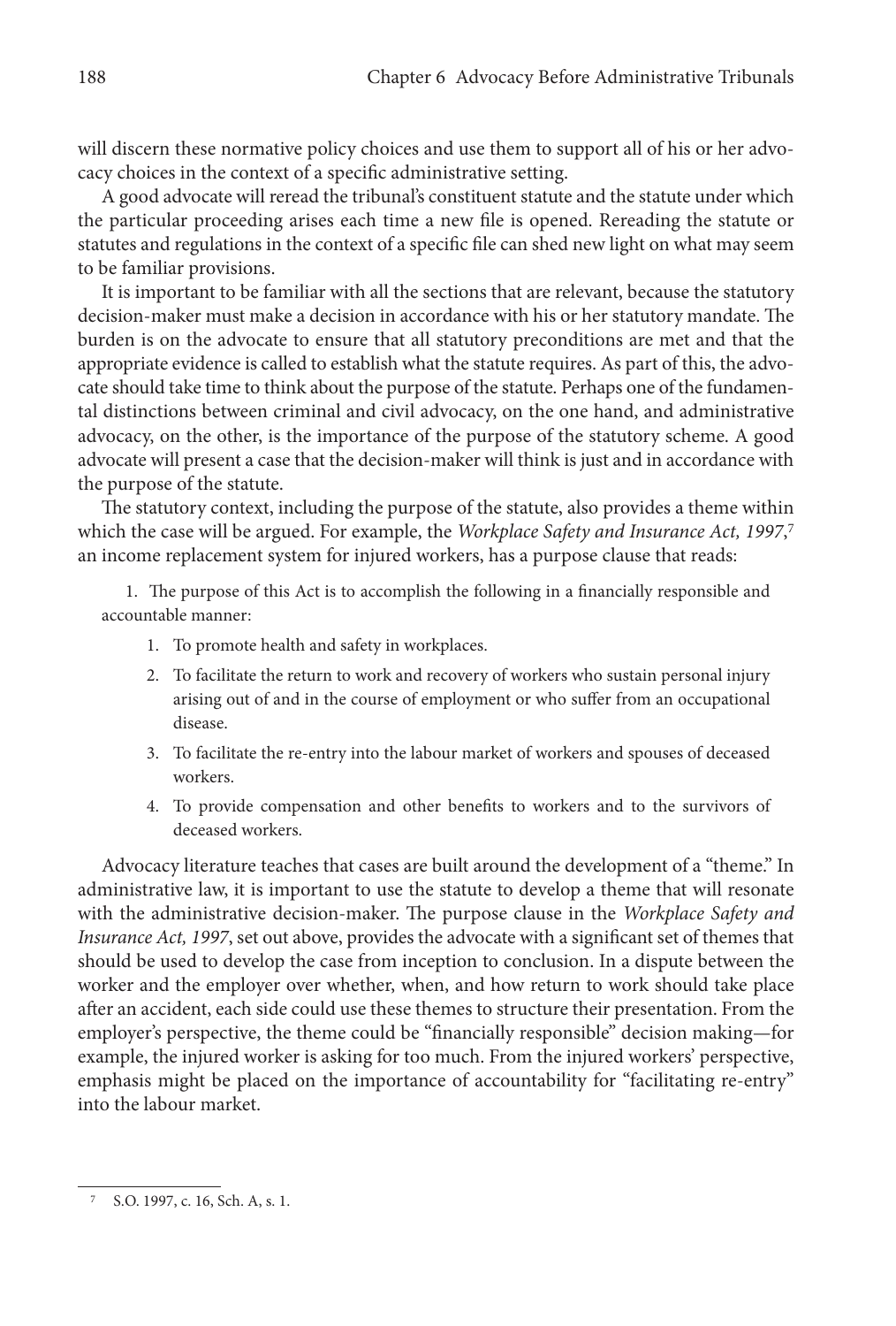will discern these normative policy choices and use them to support all of his or her advocacy choices in the context of a specific administrative setting.

A good advocate will reread the tribunal's constituent statute and the statute under which the particular proceeding arises each time a new file is opened. Rereading the statute or statutes and regulations in the context of a specific file can shed new light on what may seem to be familiar provisions.

It is important to be familiar with all the sections that are relevant, because the statutory decision-maker must make a decision in accordance with his or her statutory mandate. The burden is on the advocate to ensure that all statutory preconditions are met and that the appropriate evidence is called to establish what the statute requires. As part of this, the advocate should take time to think about the purpose of the statute. Perhaps one of the fundamental distinctions between criminal and civil advocacy, on the one hand, and administrative advocacy, on the other, is the importance of the purpose of the statutory scheme. A good advocate will present a case that the decision-maker will think is just and in accordance with the purpose of the statute.

The statutory context, including the purpose of the statute, also provides a theme within which the case will be argued. For example, the *Workplace Safety and Insurance Act, 1997*,[7] an income replacement system for injured workers, has a purpose clause that reads:

> 1. The purpose of this Act is to accomplish the following in a financially responsible and accountable manner:
>
> 1. To promote health and safety in workplaces.
> 2. To facilitate the return to work and recovery of workers who sustain personal injury arising out of and in the course of employment or who suffer from an occupational disease.
> 3. To facilitate the re-entry into the labour market of workers and spouses of deceased workers.
> 4. To provide compensation and other benefits to workers and to the survivors of deceased workers.

Advocacy literature teaches that cases are built around the development of a "theme." In administrative law, it is important to use the statute to develop a theme that will resonate with the administrative decision-maker. The purpose clause in the *Workplace Safety and Insurance Act, 1997*, set out above, provides the advocate with a significant set of themes that should be used to develop the case from inception to conclusion. In a dispute between the worker and the employer over whether, when, and how return to work should take place after an accident, each side could use these themes to structure their presentation. From the employer's perspective, the theme could be "financially responsible" decision making—for example, the injured worker is asking for too much. From the injured workers' perspective, emphasis might be placed on the importance of accountability for "facilitating re-entry" into the labour market.

---

[7] S.O. 1997, c. 16, Sch. A, s. 1.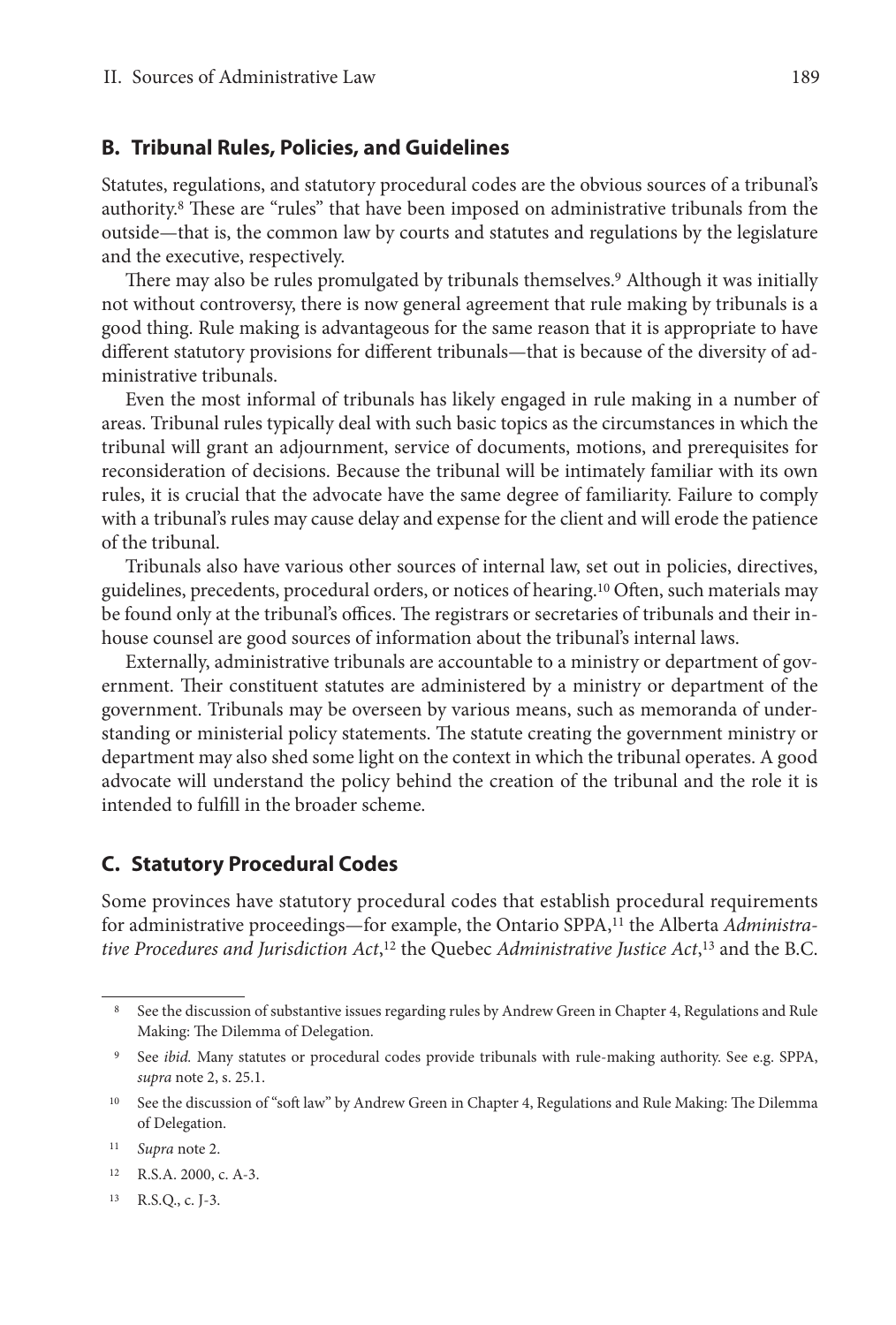## B. Tribunal Rules, Policies, and Guidelines

Statutes, regulations, and statutory procedural codes are the obvious sources of a tribunal's authority.[8] These are "rules" that have been imposed on administrative tribunals from the outside—that is, the common law by courts and statutes and regulations by the legislature and the executive, respectively.

There may also be rules promulgated by tribunals themselves.[9] Although it was initially not without controversy, there is now general agreement that rule making by tribunals is a good thing. Rule making is advantageous for the same reason that it is appropriate to have different statutory provisions for different tribunals—that is because of the diversity of administrative tribunals.

Even the most informal of tribunals has likely engaged in rule making in a number of areas. Tribunal rules typically deal with such basic topics as the circumstances in which the tribunal will grant an adjournment, service of documents, motions, and prerequisites for reconsideration of decisions. Because the tribunal will be intimately familiar with its own rules, it is crucial that the advocate have the same degree of familiarity. Failure to comply with a tribunal's rules may cause delay and expense for the client and will erode the patience of the tribunal.

Tribunals also have various other sources of internal law, set out in policies, directives, guidelines, precedents, procedural orders, or notices of hearing.[10] Often, such materials may be found only at the tribunal's offices. The registrars or secretaries of tribunals and their in-house counsel are good sources of information about the tribunal's internal laws.

Externally, administrative tribunals are accountable to a ministry or department of government. Their constituent statutes are administered by a ministry or department of the government. Tribunals may be overseen by various means, such as memoranda of understanding or ministerial policy statements. The statute creating the government ministry or department may also shed some light on the context in which the tribunal operates. A good advocate will understand the policy behind the creation of the tribunal and the role it is intended to fulfill in the broader scheme.

## C. Statutory Procedural Codes

Some provinces have statutory procedural codes that establish procedural requirements for administrative proceedings—for example, the Ontario SPPA,[11] the Alberta *Administrative Procedures and Jurisdiction Act*,[12] the Quebec *Administrative Justice Act*,[13] and the B.C.

---

[8] See the discussion of substantive issues regarding rules by Andrew Green in Chapter 4, Regulations and Rule Making: The Dilemma of Delegation.

[9] See *ibid.* Many statutes or procedural codes provide tribunals with rule-making authority. See e.g. SPPA, *supra* note 2, s. 25.1.

[10] See the discussion of "soft law" by Andrew Green in Chapter 4, Regulations and Rule Making: The Dilemma of Delegation.

[11] *Supra* note 2.

[12] R.S.A. 2000, c. A-3.

[13] R.S.Q., c. J-3.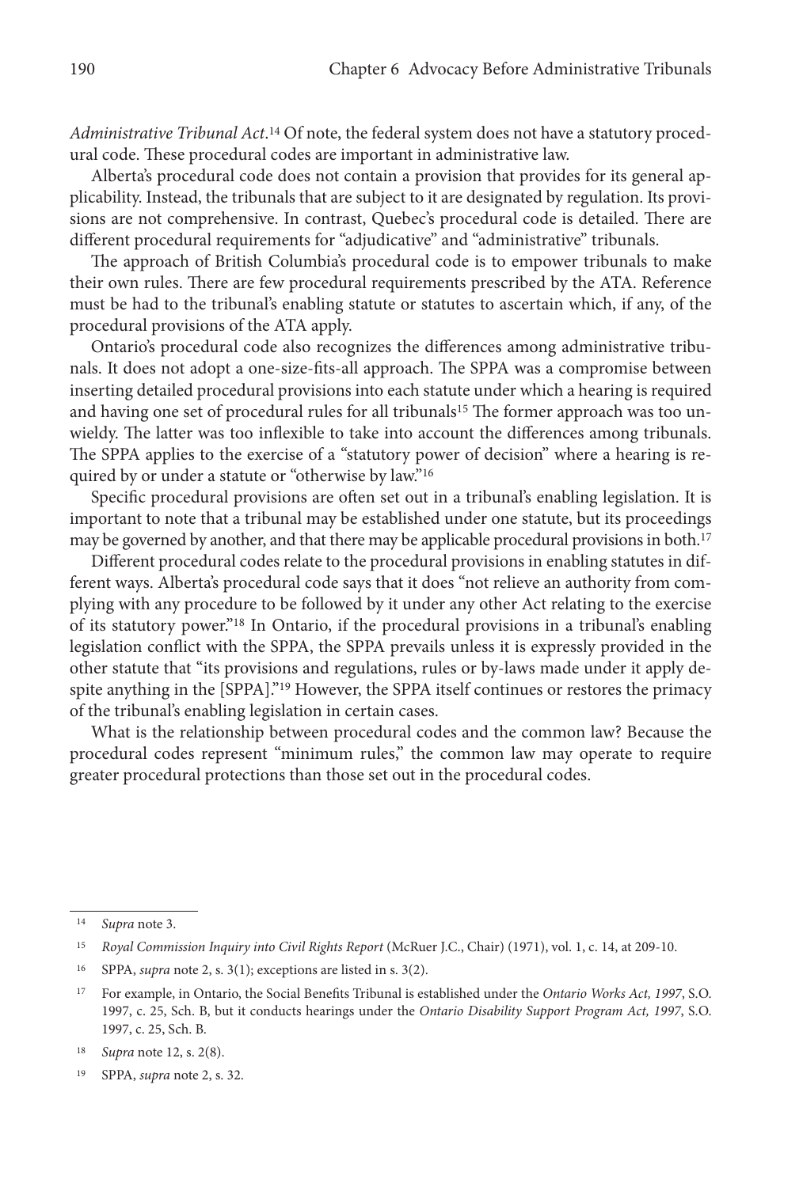*Administrative Tribunal Act*.[14] Of note, the federal system does not have a statutory procedural code. These procedural codes are important in administrative law.

Alberta's procedural code does not contain a provision that provides for its general applicability. Instead, the tribunals that are subject to it are designated by regulation. Its provisions are not comprehensive. In contrast, Quebec's procedural code is detailed. There are different procedural requirements for "adjudicative" and "administrative" tribunals.

The approach of British Columbia's procedural code is to empower tribunals to make their own rules. There are few procedural requirements prescribed by the ATA. Reference must be had to the tribunal's enabling statute or statutes to ascertain which, if any, of the procedural provisions of the ATA apply.

Ontario's procedural code also recognizes the differences among administrative tribunals. It does not adopt a one-size-fits-all approach. The SPPA was a compromise between inserting detailed procedural provisions into each statute under which a hearing is required and having one set of procedural rules for all tribunals[15] The former approach was too unwieldy. The latter was too inflexible to take into account the differences among tribunals. The SPPA applies to the exercise of a "statutory power of decision" where a hearing is required by or under a statute or "otherwise by law."[16]

Specific procedural provisions are often set out in a tribunal's enabling legislation. It is important to note that a tribunal may be established under one statute, but its proceedings may be governed by another, and that there may be applicable procedural provisions in both.[17]

Different procedural codes relate to the procedural provisions in enabling statutes in different ways. Alberta's procedural code says that it does "not relieve an authority from complying with any procedure to be followed by it under any other Act relating to the exercise of its statutory power."[18] In Ontario, if the procedural provisions in a tribunal's enabling legislation conflict with the SPPA, the SPPA prevails unless it is expressly provided in the other statute that "its provisions and regulations, rules or by-laws made under it apply despite anything in the [SPPA]."[19] However, the SPPA itself continues or restores the primacy of the tribunal's enabling legislation in certain cases.

What is the relationship between procedural codes and the common law? Because the procedural codes represent "minimum rules," the common law may operate to require greater procedural protections than those set out in the procedural codes.

---

[14] *Supra* note 3.

[15] *Royal Commission Inquiry into Civil Rights Report* (McRuer J.C., Chair) (1971), vol. 1, c. 14, at 209-10.

[16] SPPA, *supra* note 2, s. 3(1); exceptions are listed in s. 3(2).

[17] For example, in Ontario, the Social Benefits Tribunal is established under the *Ontario Works Act, 1997*, S.O. 1997, c. 25, Sch. B, but it conducts hearings under the *Ontario Disability Support Program Act, 1997*, S.O. 1997, c. 25, Sch. B.

[18] *Supra* note 12, s. 2(8).

[19] SPPA, *supra* note 2, s. 32.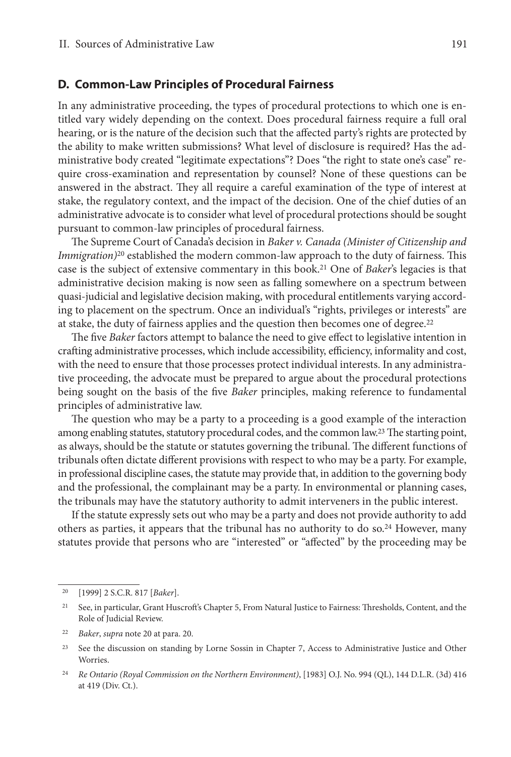## D. Common-Law Principles of Procedural Fairness

In any administrative proceeding, the types of procedural protections to which one is entitled vary widely depending on the context. Does procedural fairness require a full oral hearing, or is the nature of the decision such that the affected party's rights are protected by the ability to make written submissions? What level of disclosure is required? Has the administrative body created "legitimate expectations"? Does "the right to state one's case" require cross-examination and representation by counsel? None of these questions can be answered in the abstract. They all require a careful examination of the type of interest at stake, the regulatory context, and the impact of the decision. One of the chief duties of an administrative advocate is to consider what level of procedural protections should be sought pursuant to common-law principles of procedural fairness.

The Supreme Court of Canada's decision in *Baker v. Canada (Minister of Citizenship and Immigration)*[20] established the modern common-law approach to the duty of fairness. This case is the subject of extensive commentary in this book.[21] One of *Baker*'s legacies is that administrative decision making is now seen as falling somewhere on a spectrum between quasi-judicial and legislative decision making, with procedural entitlements varying according to placement on the spectrum. Once an individual's "rights, privileges or interests" are at stake, the duty of fairness applies and the question then becomes one of degree.[22]

The five *Baker* factors attempt to balance the need to give effect to legislative intention in crafting administrative processes, which include accessibility, efficiency, informality and cost, with the need to ensure that those processes protect individual interests. In any administrative proceeding, the advocate must be prepared to argue about the procedural protections being sought on the basis of the five *Baker* principles, making reference to fundamental principles of administrative law.

The question who may be a party to a proceeding is a good example of the interaction among enabling statutes, statutory procedural codes, and the common law.[23] The starting point, as always, should be the statute or statutes governing the tribunal. The different functions of tribunals often dictate different provisions with respect to who may be a party. For example, in professional discipline cases, the statute may provide that, in addition to the governing body and the professional, the complainant may be a party. In environmental or planning cases, the tribunals may have the statutory authority to admit interveners in the public interest.

If the statute expressly sets out who may be a party and does not provide authority to add others as parties, it appears that the tribunal has no authority to do so.[24] However, many statutes provide that persons who are "interested" or "affected" by the proceeding may be

---

[20] [1999] 2 S.C.R. 817 [*Baker*].

[21] See, in particular, Grant Huscroft's Chapter 5, From Natural Justice to Fairness: Thresholds, Content, and the Role of Judicial Review.

[22] *Baker*, *supra* note 20 at para. 20.

[23] See the discussion on standing by Lorne Sossin in Chapter 7, Access to Administrative Justice and Other Worries.

[24] *Re Ontario (Royal Commission on the Northern Environment)*, [1983] O.J. No. 994 (QL), 144 D.L.R. (3d) 416 at 419 (Div. Ct.).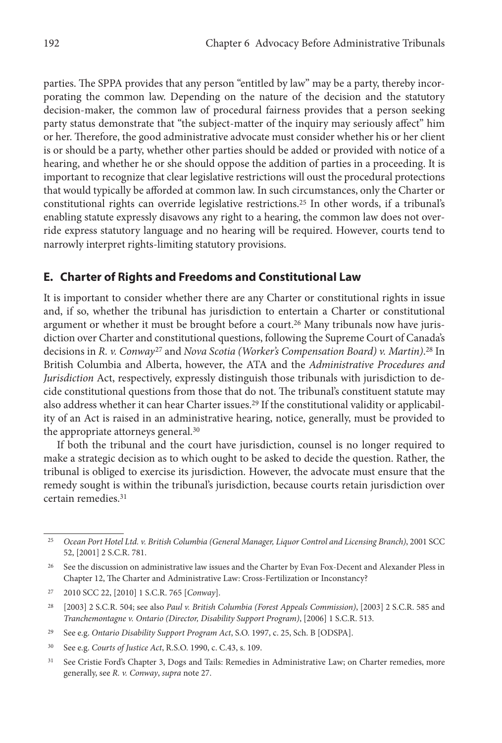parties. The SPPA provides that any person "entitled by law" may be a party, thereby incorporating the common law. Depending on the nature of the decision and the statutory decision-maker, the common law of procedural fairness provides that a person seeking party status demonstrate that "the subject-matter of the inquiry may seriously affect" him or her. Therefore, the good administrative advocate must consider whether his or her client is or should be a party, whether other parties should be added or provided with notice of a hearing, and whether he or she should oppose the addition of parties in a proceeding. It is important to recognize that clear legislative restrictions will oust the procedural protections that would typically be afforded at common law. In such circumstances, only the Charter or constitutional rights can override legislative restrictions.[25] In other words, if a tribunal's enabling statute expressly disavows any right to a hearing, the common law does not override express statutory language and no hearing will be required. However, courts tend to narrowly interpret rights-limiting statutory provisions.

## E. Charter of Rights and Freedoms and Constitutional Law

It is important to consider whether there are any Charter or constitutional rights in issue and, if so, whether the tribunal has jurisdiction to entertain a Charter or constitutional argument or whether it must be brought before a court.[26] Many tribunals now have jurisdiction over Charter and constitutional questions, following the Supreme Court of Canada's decisions in *R. v. Conway*[27] and *Nova Scotia (Worker's Compensation Board) v. Martin)*.[28] In British Columbia and Alberta, however, the ATA and the *Administrative Procedures and Jurisdiction* Act, respectively, expressly distinguish those tribunals with jurisdiction to decide constitutional questions from those that do not. The tribunal's constituent statute may also address whether it can hear Charter issues.[29] If the constitutional validity or applicability of an Act is raised in an administrative hearing, notice, generally, must be provided to the appropriate attorneys general.[30]

If both the tribunal and the court have jurisdiction, counsel is no longer required to make a strategic decision as to which ought to be asked to decide the question. Rather, the tribunal is obliged to exercise its jurisdiction. However, the advocate must ensure that the remedy sought is within the tribunal's jurisdiction, because courts retain jurisdiction over certain remedies.[31]

---

[25] *Ocean Port Hotel Ltd. v. British Columbia (General Manager, Liquor Control and Licensing Branch)*, 2001 SCC 52, [2001] 2 S.C.R. 781.

[26] See the discussion on administrative law issues and the Charter by Evan Fox-Decent and Alexander Pless in Chapter 12, The Charter and Administrative Law: Cross-Fertilization or Inconstancy?

[27] 2010 SCC 22, [2010] 1 S.C.R. 765 [*Conway*].

[28] [2003] 2 S.C.R. 504; see also *Paul v. British Columbia (Forest Appeals Commission)*, [2003] 2 S.C.R. 585 and *Tranchemontagne v. Ontario (Director, Disability Support Program)*, [2006] 1 S.C.R. 513.

[29] See e.g. *Ontario Disability Support Program Act*, S.O. 1997, c. 25, Sch. B [ODSPA].

[30] See e.g. *Courts of Justice Act*, R.S.O. 1990, c. C.43, s. 109.

[31] See Cristie Ford's Chapter 3, Dogs and Tails: Remedies in Administrative Law; on Charter remedies, more generally, see *R. v. Conway*, *supra* note 27.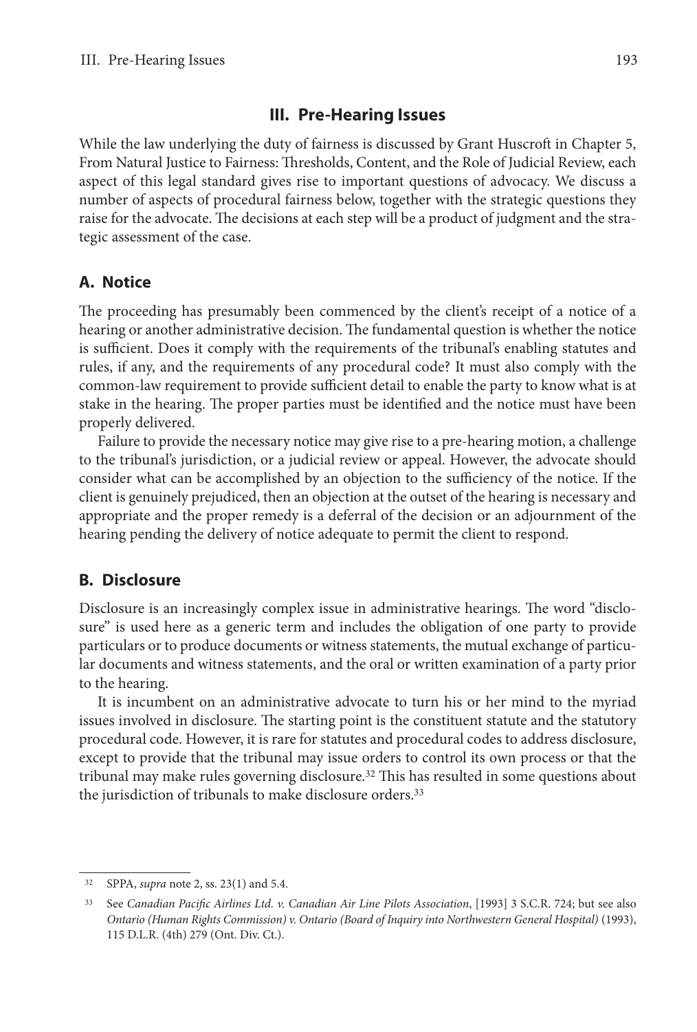## III. Pre-Hearing Issues

While the law underlying the duty of fairness is discussed by Grant Huscroft in Chapter 5, From Natural Justice to Fairness: Thresholds, Content, and the Role of Judicial Review, each aspect of this legal standard gives rise to important questions of advocacy. We discuss a number of aspects of procedural fairness below, together with the strategic questions they raise for the advocate. The decisions at each step will be a product of judgment and the strategic assessment of the case.

### A. Notice

The proceeding has presumably been commenced by the client's receipt of a notice of a hearing or another administrative decision. The fundamental question is whether the notice is sufficient. Does it comply with the requirements of the tribunal's enabling statutes and rules, if any, and the requirements of any procedural code? It must also comply with the common-law requirement to provide sufficient detail to enable the party to know what is at stake in the hearing. The proper parties must be identified and the notice must have been properly delivered.

Failure to provide the necessary notice may give rise to a pre-hearing motion, a challenge to the tribunal's jurisdiction, or a judicial review or appeal. However, the advocate should consider what can be accomplished by an objection to the sufficiency of the notice. If the client is genuinely prejudiced, then an objection at the outset of the hearing is necessary and appropriate and the proper remedy is a deferral of the decision or an adjournment of the hearing pending the delivery of notice adequate to permit the client to respond.

### B. Disclosure

Disclosure is an increasingly complex issue in administrative hearings. The word "disclosure" is used here as a generic term and includes the obligation of one party to provide particulars or to produce documents or witness statements, the mutual exchange of particular documents and witness statements, and the oral or written examination of a party prior to the hearing.

It is incumbent on an administrative advocate to turn his or her mind to the myriad issues involved in disclosure. The starting point is the constituent statute and the statutory procedural code. However, it is rare for statutes and procedural codes to address disclosure, except to provide that the tribunal may issue orders to control its own process or that the tribunal may make rules governing disclosure.[32] This has resulted in some questions about the jurisdiction of tribunals to make disclosure orders.[33]

---

[32] SPPA, *supra* note 2, ss. 23(1) and 5.4.

[33] See *Canadian Pacific Airlines Ltd. v. Canadian Air Line Pilots Association*, [1993] 3 S.C.R. 724; but see also *Ontario (Human Rights Commission) v. Ontario (Board of Inquiry into Northwestern General Hospital)* (1993), 115 D.L.R. (4th) 279 (Ont. Div. Ct.).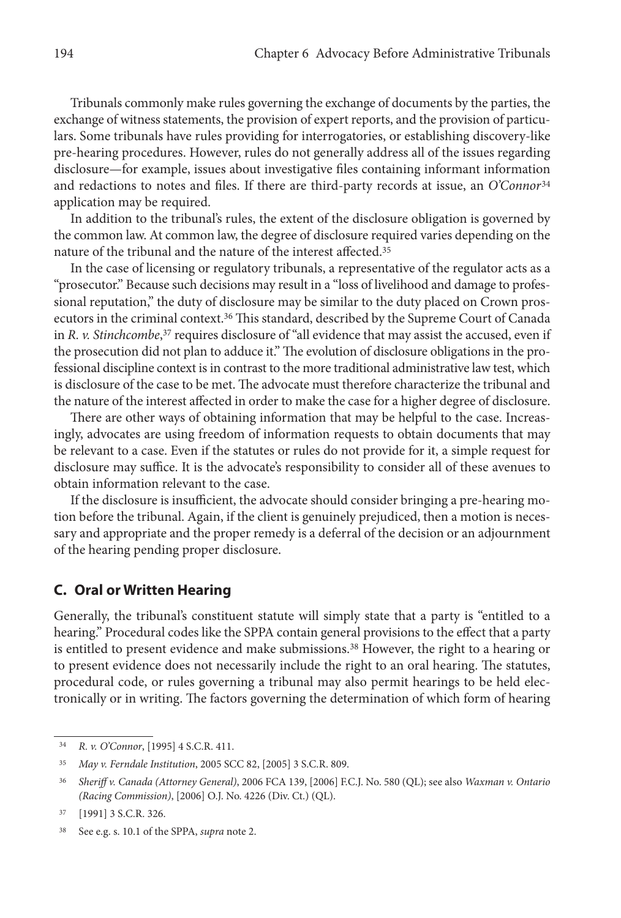Tribunals commonly make rules governing the exchange of documents by the parties, the exchange of witness statements, the provision of expert reports, and the provision of particulars. Some tribunals have rules providing for interrogatories, or establishing discovery-like pre-hearing procedures. However, rules do not generally address all of the issues regarding disclosure—for example, issues about investigative files containing informant information and redactions to notes and files. If there are third-party records at issue, an *O'Connor*[34] application may be required.

In addition to the tribunal's rules, the extent of the disclosure obligation is governed by the common law. At common law, the degree of disclosure required varies depending on the nature of the tribunal and the nature of the interest affected.[35]

In the case of licensing or regulatory tribunals, a representative of the regulator acts as a "prosecutor." Because such decisions may result in a "loss of livelihood and damage to professional reputation," the duty of disclosure may be similar to the duty placed on Crown prosecutors in the criminal context.[36] This standard, described by the Supreme Court of Canada in *R. v. Stinchcombe*,[37] requires disclosure of "all evidence that may assist the accused, even if the prosecution did not plan to adduce it." The evolution of disclosure obligations in the professional discipline context is in contrast to the more traditional administrative law test, which is disclosure of the case to be met. The advocate must therefore characterize the tribunal and the nature of the interest affected in order to make the case for a higher degree of disclosure.

There are other ways of obtaining information that may be helpful to the case. Increasingly, advocates are using freedom of information requests to obtain documents that may be relevant to a case. Even if the statutes or rules do not provide for it, a simple request for disclosure may suffice. It is the advocate's responsibility to consider all of these avenues to obtain information relevant to the case.

If the disclosure is insufficient, the advocate should consider bringing a pre-hearing motion before the tribunal. Again, if the client is genuinely prejudiced, then a motion is necessary and appropriate and the proper remedy is a deferral of the decision or an adjournment of the hearing pending proper disclosure.

## C. Oral or Written Hearing

Generally, the tribunal's constituent statute will simply state that a party is "entitled to a hearing." Procedural codes like the SPPA contain general provisions to the effect that a party is entitled to present evidence and make submissions.[38] However, the right to a hearing or to present evidence does not necessarily include the right to an oral hearing. The statutes, procedural code, or rules governing a tribunal may also permit hearings to be held electronically or in writing. The factors governing the determination of which form of hearing

---

[34] *R. v. O'Connor*, [1995] 4 S.C.R. 411.

[35] *May v. Ferndale Institution*, 2005 SCC 82, [2005] 3 S.C.R. 809.

[36] *Sheriff v. Canada (Attorney General)*, 2006 FCA 139, [2006] F.C.J. No. 580 (QL); see also *Waxman v. Ontario (Racing Commission)*, [2006] O.J. No. 4226 (Div. Ct.) (QL).

[37] [1991] 3 S.C.R. 326.

[38] See e.g. s. 10.1 of the SPPA, *supra* note 2.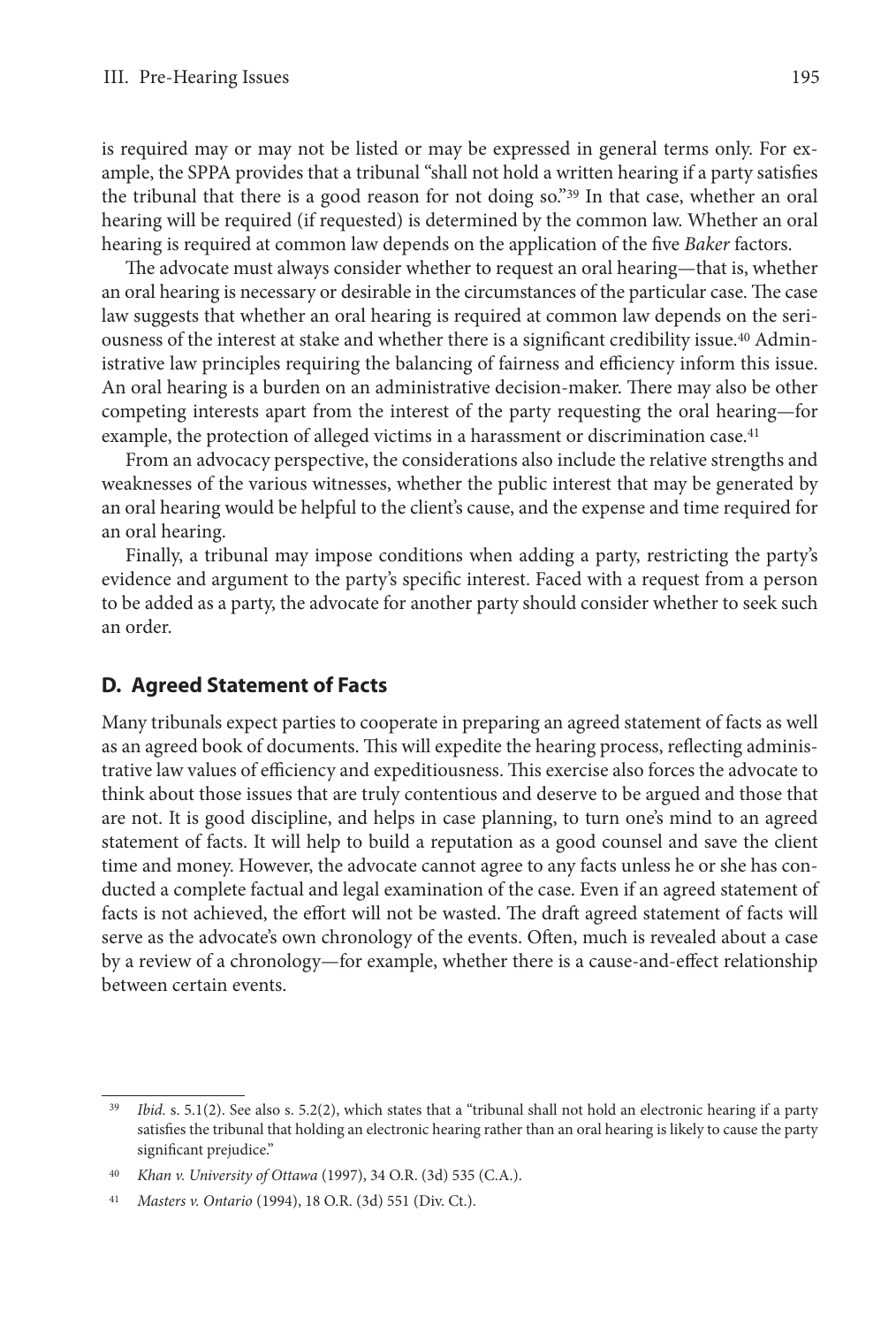is required may or may not be listed or may be expressed in general terms only. For example, the SPPA provides that a tribunal "shall not hold a written hearing if a party satisfies the tribunal that there is a good reason for not doing so."[39] In that case, whether an oral hearing will be required (if requested) is determined by the common law. Whether an oral hearing is required at common law depends on the application of the five *Baker* factors.

The advocate must always consider whether to request an oral hearing—that is, whether an oral hearing is necessary or desirable in the circumstances of the particular case. The case law suggests that whether an oral hearing is required at common law depends on the seriousness of the interest at stake and whether there is a significant credibility issue.[40] Administrative law principles requiring the balancing of fairness and efficiency inform this issue. An oral hearing is a burden on an administrative decision-maker. There may also be other competing interests apart from the interest of the party requesting the oral hearing—for example, the protection of alleged victims in a harassment or discrimination case.[41]

From an advocacy perspective, the considerations also include the relative strengths and weaknesses of the various witnesses, whether the public interest that may be generated by an oral hearing would be helpful to the client's cause, and the expense and time required for an oral hearing.

Finally, a tribunal may impose conditions when adding a party, restricting the party's evidence and argument to the party's specific interest. Faced with a request from a person to be added as a party, the advocate for another party should consider whether to seek such an order.

## D. Agreed Statement of Facts

Many tribunals expect parties to cooperate in preparing an agreed statement of facts as well as an agreed book of documents. This will expedite the hearing process, reflecting administrative law values of efficiency and expeditiousness. This exercise also forces the advocate to think about those issues that are truly contentious and deserve to be argued and those that are not. It is good discipline, and helps in case planning, to turn one's mind to an agreed statement of facts. It will help to build a reputation as a good counsel and save the client time and money. However, the advocate cannot agree to any facts unless he or she has conducted a complete factual and legal examination of the case. Even if an agreed statement of facts is not achieved, the effort will not be wasted. The draft agreed statement of facts will serve as the advocate's own chronology of the events. Often, much is revealed about a case by a review of a chronology—for example, whether there is a cause-and-effect relationship between certain events.

---

[39] *Ibid.* s. 5.1(2). See also s. 5.2(2), which states that a "tribunal shall not hold an electronic hearing if a party satisfies the tribunal that holding an electronic hearing rather than an oral hearing is likely to cause the party significant prejudice."

[40] *Khan v. University of Ottawa* (1997), 34 O.R. (3d) 535 (C.A.).

[41] *Masters v. Ontario* (1994), 18 O.R. (3d) 551 (Div. Ct.).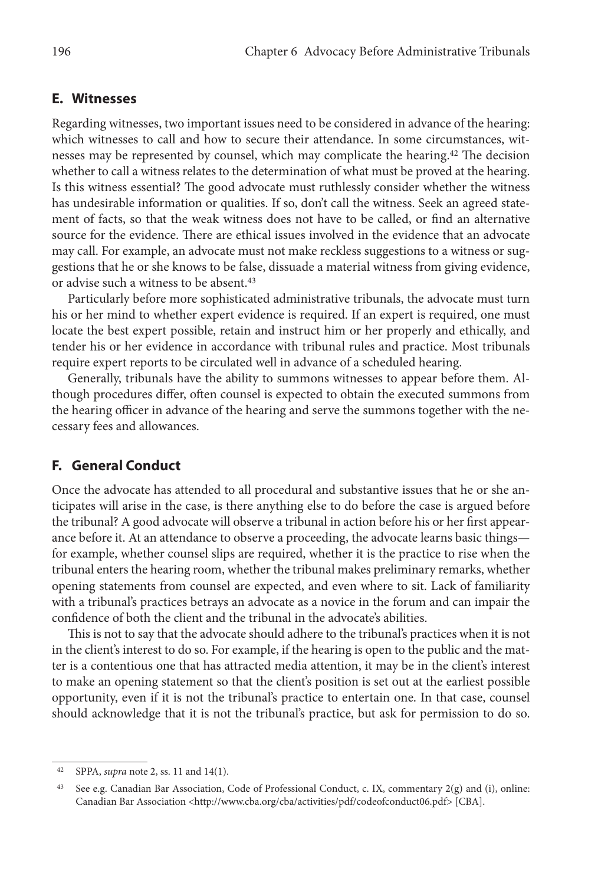## E. Witnesses

Regarding witnesses, two important issues need to be considered in advance of the hearing: which witnesses to call and how to secure their attendance. In some circumstances, witnesses may be represented by counsel, which may complicate the hearing.[42] The decision whether to call a witness relates to the determination of what must be proved at the hearing. Is this witness essential? The good advocate must ruthlessly consider whether the witness has undesirable information or qualities. If so, don't call the witness. Seek an agreed statement of facts, so that the weak witness does not have to be called, or find an alternative source for the evidence. There are ethical issues involved in the evidence that an advocate may call. For example, an advocate must not make reckless suggestions to a witness or suggestions that he or she knows to be false, dissuade a material witness from giving evidence, or advise such a witness to be absent.[43]

Particularly before more sophisticated administrative tribunals, the advocate must turn his or her mind to whether expert evidence is required. If an expert is required, one must locate the best expert possible, retain and instruct him or her properly and ethically, and tender his or her evidence in accordance with tribunal rules and practice. Most tribunals require expert reports to be circulated well in advance of a scheduled hearing.

Generally, tribunals have the ability to summons witnesses to appear before them. Although procedures differ, often counsel is expected to obtain the executed summons from the hearing officer in advance of the hearing and serve the summons together with the necessary fees and allowances.

## F. General Conduct

Once the advocate has attended to all procedural and substantive issues that he or she anticipates will arise in the case, is there anything else to do before the case is argued before the tribunal? A good advocate will observe a tribunal in action before his or her first appearance before it. At an attendance to observe a proceeding, the advocate learns basic things—for example, whether counsel slips are required, whether it is the practice to rise when the tribunal enters the hearing room, whether the tribunal makes preliminary remarks, whether opening statements from counsel are expected, and even where to sit. Lack of familiarity with a tribunal's practices betrays an advocate as a novice in the forum and can impair the confidence of both the client and the tribunal in the advocate's abilities.

This is not to say that the advocate should adhere to the tribunal's practices when it is not in the client's interest to do so. For example, if the hearing is open to the public and the matter is a contentious one that has attracted media attention, it may be in the client's interest to make an opening statement so that the client's position is set out at the earliest possible opportunity, even if it is not the tribunal's practice to entertain one. In that case, counsel should acknowledge that it is not the tribunal's practice, but ask for permission to do so.

---

[42] SPPA, *supra* note 2, ss. 11 and 14(1).

[43] See e.g. Canadian Bar Association, Code of Professional Conduct, c. IX, commentary 2(g) and (i), online: Canadian Bar Association <http://www.cba.org/cba/activities/pdf/codeofconduct06.pdf> [CBA].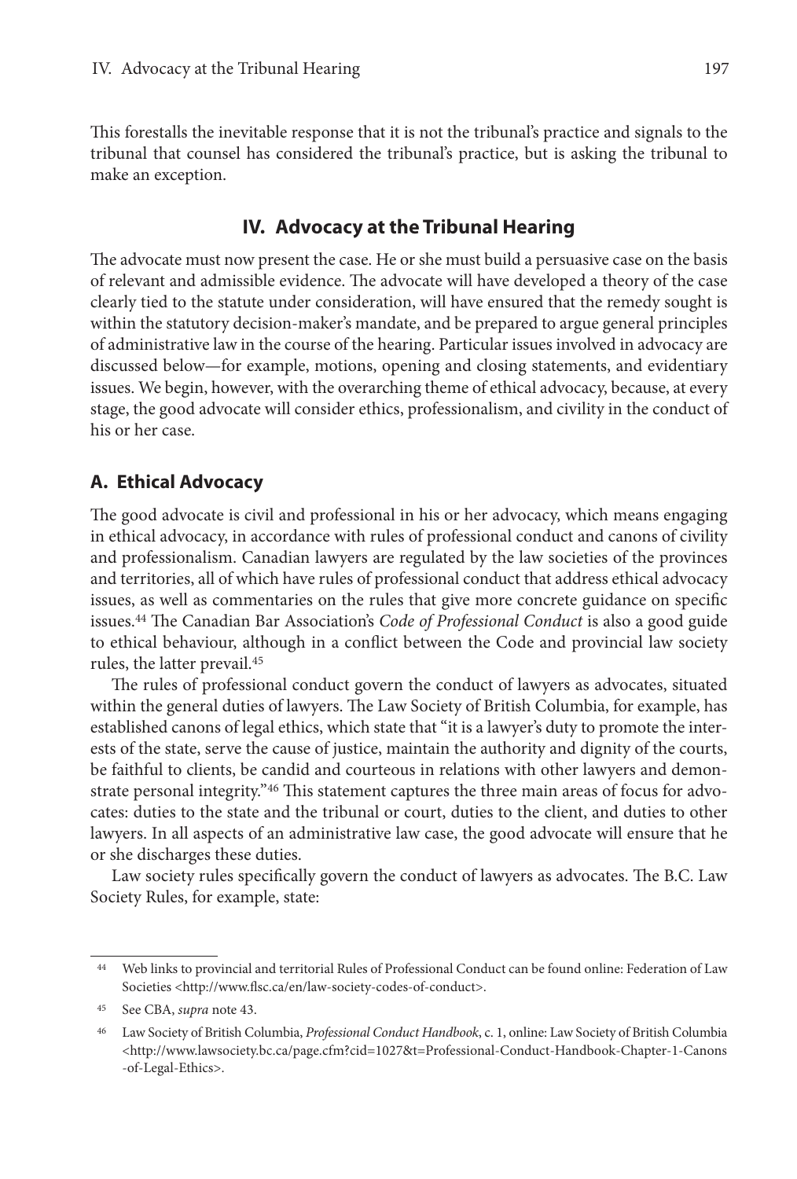This forestalls the inevitable response that it is not the tribunal's practice and signals to the tribunal that counsel has considered the tribunal's practice, but is asking the tribunal to make an exception.

## IV. Advocacy at the Tribunal Hearing

The advocate must now present the case. He or she must build a persuasive case on the basis of relevant and admissible evidence. The advocate will have developed a theory of the case clearly tied to the statute under consideration, will have ensured that the remedy sought is within the statutory decision-maker's mandate, and be prepared to argue general principles of administrative law in the course of the hearing. Particular issues involved in advocacy are discussed below—for example, motions, opening and closing statements, and evidentiary issues. We begin, however, with the overarching theme of ethical advocacy, because, at every stage, the good advocate will consider ethics, professionalism, and civility in the conduct of his or her case.

### A. Ethical Advocacy

The good advocate is civil and professional in his or her advocacy, which means engaging in ethical advocacy, in accordance with rules of professional conduct and canons of civility and professionalism. Canadian lawyers are regulated by the law societies of the provinces and territories, all of which have rules of professional conduct that address ethical advocacy issues, as well as commentaries on the rules that give more concrete guidance on specific issues.[44] The Canadian Bar Association's *Code of Professional Conduct* is also a good guide to ethical behaviour, although in a conflict between the Code and provincial law society rules, the latter prevail.[45]

The rules of professional conduct govern the conduct of lawyers as advocates, situated within the general duties of lawyers. The Law Society of British Columbia, for example, has established canons of legal ethics, which state that "it is a lawyer's duty to promote the interests of the state, serve the cause of justice, maintain the authority and dignity of the courts, be faithful to clients, be candid and courteous in relations with other lawyers and demonstrate personal integrity."[46] This statement captures the three main areas of focus for advocates: duties to the state and the tribunal or court, duties to the client, and duties to other lawyers. In all aspects of an administrative law case, the good advocate will ensure that he or she discharges these duties.

Law society rules specifically govern the conduct of lawyers as advocates. The B.C. Law Society Rules, for example, state:

---

44 Web links to provincial and territorial Rules of Professional Conduct can be found online: Federation of Law Societies <http://www.flsc.ca/en/law-society-codes-of-conduct>.

45 See CBA, *supra* note 43.

46 Law Society of British Columbia, *Professional Conduct Handbook*, c. 1, online: Law Society of British Columbia <http://www.lawsociety.bc.ca/page.cfm?cid=1027&t=Professional-Conduct-Handbook-Chapter-1-Canons-of-Legal-Ethics>.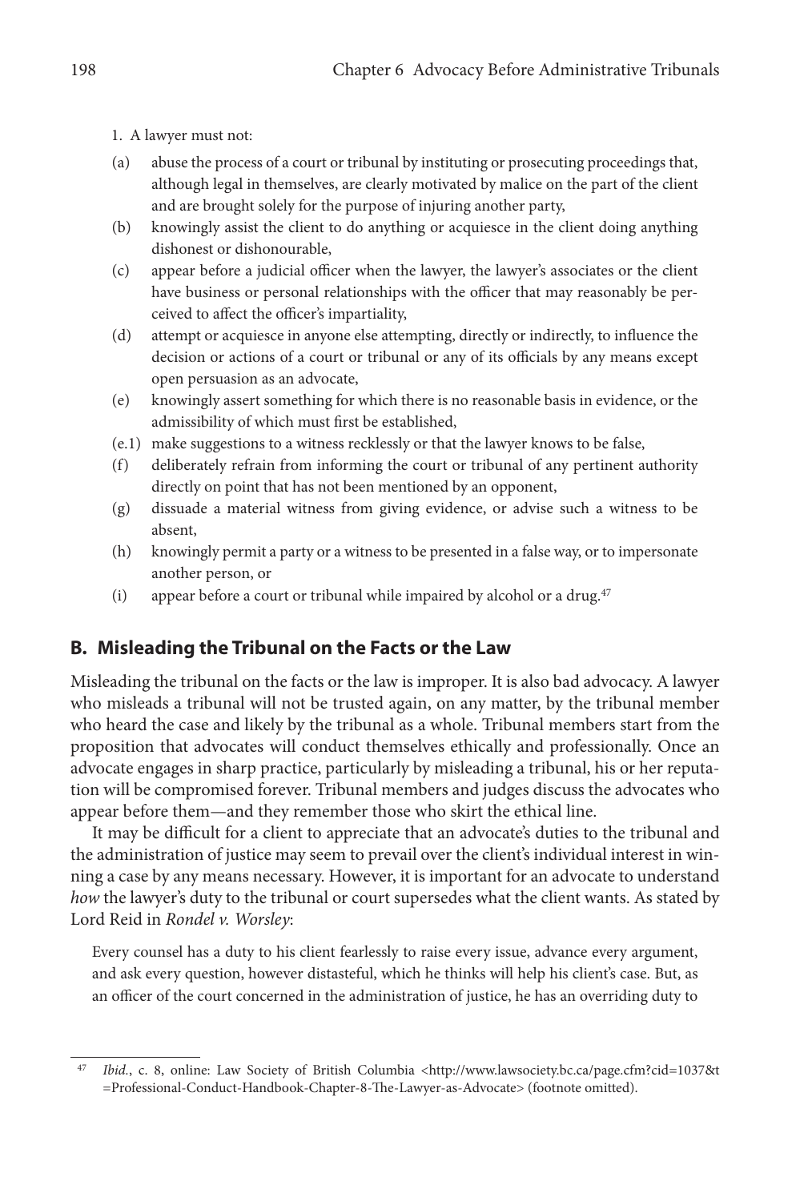1. A lawyer must not:

(a) abuse the process of a court or tribunal by instituting or prosecuting proceedings that, although legal in themselves, are clearly motivated by malice on the part of the client and are brought solely for the purpose of injuring another party,

(b) knowingly assist the client to do anything or acquiesce in the client doing anything dishonest or dishonourable,

(c) appear before a judicial officer when the lawyer, the lawyer's associates or the client have business or personal relationships with the officer that may reasonably be perceived to affect the officer's impartiality,

(d) attempt or acquiesce in anyone else attempting, directly or indirectly, to influence the decision or actions of a court or tribunal or any of its officials by any means except open persuasion as an advocate,

(e) knowingly assert something for which there is no reasonable basis in evidence, or the admissibility of which must first be established,

(e.1) make suggestions to a witness recklessly or that the lawyer knows to be false,

(f) deliberately refrain from informing the court or tribunal of any pertinent authority directly on point that has not been mentioned by an opponent,

(g) dissuade a material witness from giving evidence, or advise such a witness to be absent,

(h) knowingly permit a party or a witness to be presented in a false way, or to impersonate another person, or

(i) appear before a court or tribunal while impaired by alcohol or a drug.[47]

## B. Misleading the Tribunal on the Facts or the Law

Misleading the tribunal on the facts or the law is improper. It is also bad advocacy. A lawyer who misleads a tribunal will not be trusted again, on any matter, by the tribunal member who heard the case and likely by the tribunal as a whole. Tribunal members start from the proposition that advocates will conduct themselves ethically and professionally. Once an advocate engages in sharp practice, particularly by misleading a tribunal, his or her reputation will be compromised forever. Tribunal members and judges discuss the advocates who appear before them—and they remember those who skirt the ethical line.

It may be difficult for a client to appreciate that an advocate's duties to the tribunal and the administration of justice may seem to prevail over the client's individual interest in winning a case by any means necessary. However, it is important for an advocate to understand *how* the lawyer's duty to the tribunal or court supersedes what the client wants. As stated by Lord Reid in *Rondel v. Worsley*:

> Every counsel has a duty to his client fearlessly to raise every issue, advance every argument, and ask every question, however distasteful, which he thinks will help his client's case. But, as an officer of the court concerned in the administration of justice, he has an overriding duty to

---

47 *Ibid.*, c. 8, online: Law Society of British Columbia <http://www.lawsociety.bc.ca/page.cfm?cid=1037&t=Professional-Conduct-Handbook-Chapter-8-The-Lawyer-as-Advocate> (footnote omitted).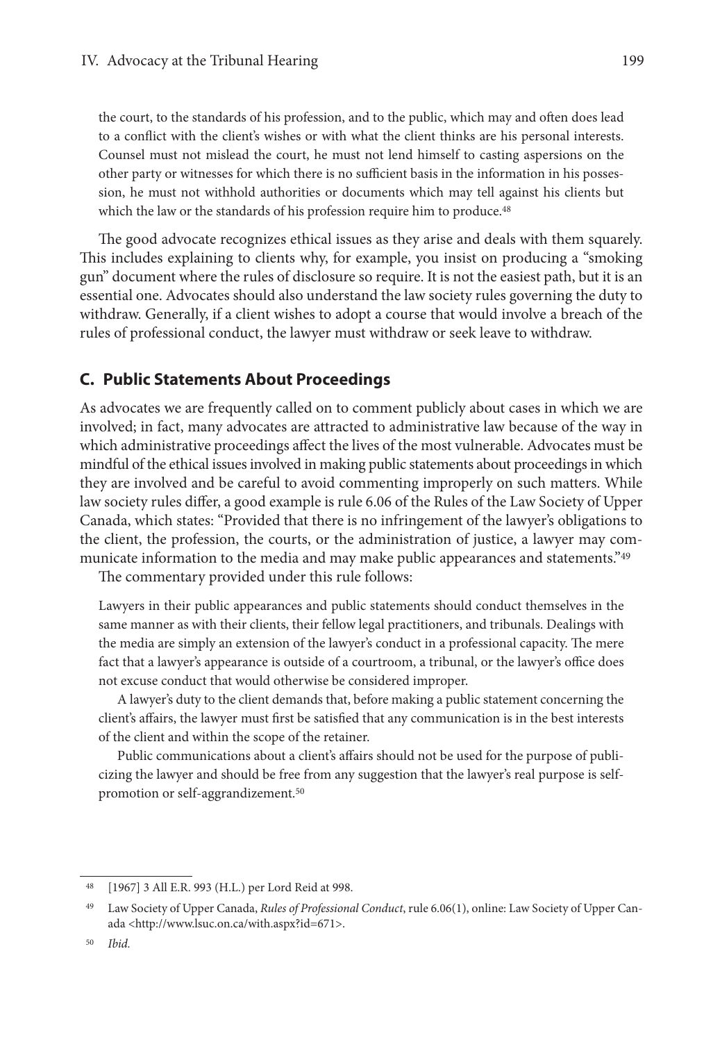> the court, to the standards of his profession, and to the public, which may and often does lead to a conflict with the client's wishes or with what the client thinks are his personal interests. Counsel must not mislead the court, he must not lend himself to casting aspersions on the other party or witnesses for which there is no sufficient basis in the information in his possession, he must not withhold authorities or documents which may tell against his clients but which the law or the standards of his profession require him to produce.[48]

The good advocate recognizes ethical issues as they arise and deals with them squarely. This includes explaining to clients why, for example, you insist on producing a "smoking gun" document where the rules of disclosure so require. It is not the easiest path, but it is an essential one. Advocates should also understand the law society rules governing the duty to withdraw. Generally, if a client wishes to adopt a course that would involve a breach of the rules of professional conduct, the lawyer must withdraw or seek leave to withdraw.

## C. Public Statements About Proceedings

As advocates we are frequently called on to comment publicly about cases in which we are involved; in fact, many advocates are attracted to administrative law because of the way in which administrative proceedings affect the lives of the most vulnerable. Advocates must be mindful of the ethical issues involved in making public statements about proceedings in which they are involved and be careful to avoid commenting improperly on such matters. While law society rules differ, a good example is rule 6.06 of the Rules of the Law Society of Upper Canada, which states: "Provided that there is no infringement of the lawyer's obligations to the client, the profession, the courts, or the administration of justice, a lawyer may communicate information to the media and may make public appearances and statements."[49]

The commentary provided under this rule follows:

> Lawyers in their public appearances and public statements should conduct themselves in the same manner as with their clients, their fellow legal practitioners, and tribunals. Dealings with the media are simply an extension of the lawyer's conduct in a professional capacity. The mere fact that a lawyer's appearance is outside of a courtroom, a tribunal, or the lawyer's office does not excuse conduct that would otherwise be considered improper.
>
> A lawyer's duty to the client demands that, before making a public statement concerning the client's affairs, the lawyer must first be satisfied that any communication is in the best interests of the client and within the scope of the retainer.
>
> Public communications about a client's affairs should not be used for the purpose of publicizing the lawyer and should be free from any suggestion that the lawyer's real purpose is self-promotion or self-aggrandizement.[50]

---

[48] [1967] 3 All E.R. 993 (H.L.) per Lord Reid at 998.

[49] Law Society of Upper Canada, *Rules of Professional Conduct*, rule 6.06(1), online: Law Society of Upper Canada <http://www.lsuc.on.ca/with.aspx?id=671>.

[50] *Ibid.*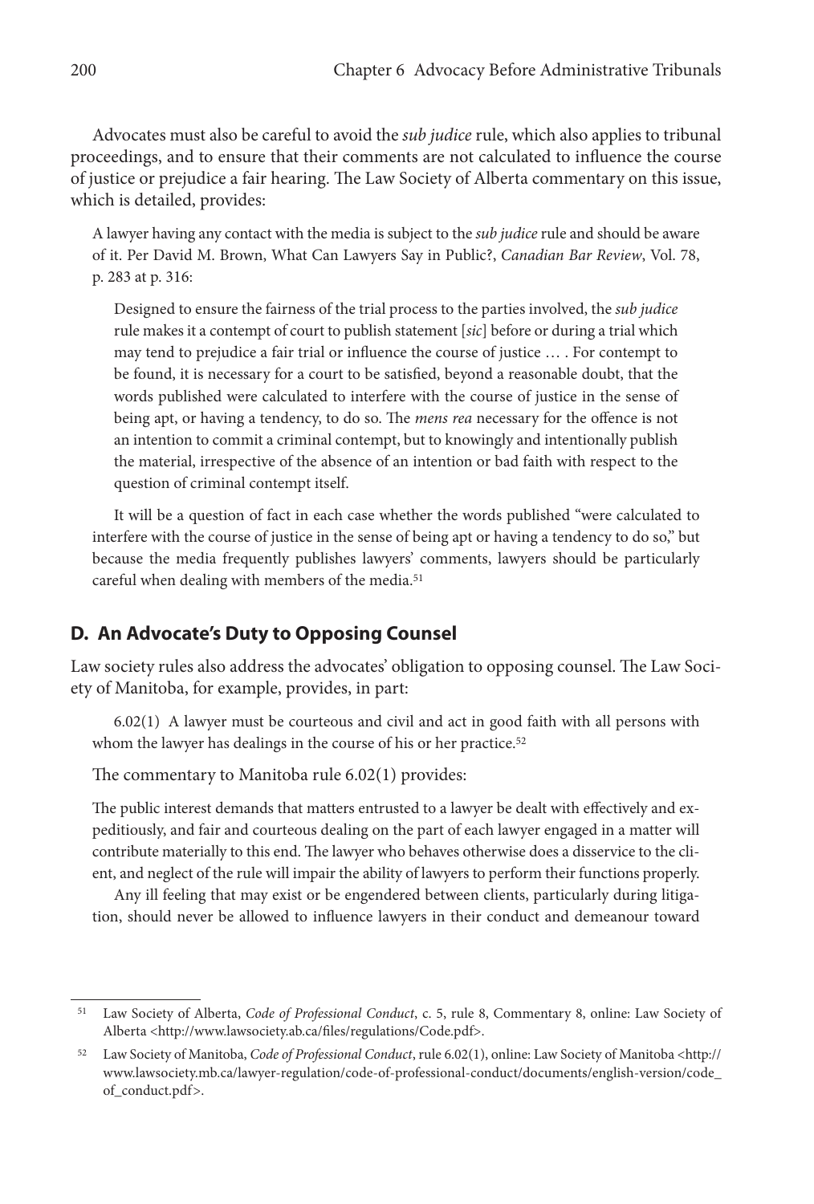Advocates must also be careful to avoid the *sub judice* rule, which also applies to tribunal proceedings, and to ensure that their comments are not calculated to influence the course of justice or prejudice a fair hearing. The Law Society of Alberta commentary on this issue, which is detailed, provides:

> A lawyer having any contact with the media is subject to the *sub judice* rule and should be aware of it. Per David M. Brown, What Can Lawyers Say in Public?, *Canadian Bar Review*, Vol. 78, p. 283 at p. 316:
>
> > Designed to ensure the fairness of the trial process to the parties involved, the *sub judice* rule makes it a contempt of court to publish statement [*sic*] before or during a trial which may tend to prejudice a fair trial or influence the course of justice … . For contempt to be found, it is necessary for a court to be satisfied, beyond a reasonable doubt, that the words published were calculated to interfere with the course of justice in the sense of being apt, or having a tendency, to do so. The *mens rea* necessary for the offence is not an intention to commit a criminal contempt, but to knowingly and intentionally publish the material, irrespective of the absence of an intention or bad faith with respect to the question of criminal contempt itself.
>
> It will be a question of fact in each case whether the words published "were calculated to interfere with the course of justice in the sense of being apt or having a tendency to do so," but because the media frequently publishes lawyers' comments, lawyers should be particularly careful when dealing with members of the media.[51]

## D. An Advocate's Duty to Opposing Counsel

Law society rules also address the advocates' obligation to opposing counsel. The Law Society of Manitoba, for example, provides, in part:

> 6.02(1) A lawyer must be courteous and civil and act in good faith with all persons with whom the lawyer has dealings in the course of his or her practice.[52]

The commentary to Manitoba rule 6.02(1) provides:

> The public interest demands that matters entrusted to a lawyer be dealt with effectively and expeditiously, and fair and courteous dealing on the part of each lawyer engaged in a matter will contribute materially to this end. The lawyer who behaves otherwise does a disservice to the client, and neglect of the rule will impair the ability of lawyers to perform their functions properly.
>
> Any ill feeling that may exist or be engendered between clients, particularly during litigation, should never be allowed to influence lawyers in their conduct and demeanour toward

---

[51] Law Society of Alberta, *Code of Professional Conduct*, c. 5, rule 8, Commentary 8, online: Law Society of Alberta <http://www.lawsociety.ab.ca/files/regulations/Code.pdf>.

[52] Law Society of Manitoba, *Code of Professional Conduct*, rule 6.02(1), online: Law Society of Manitoba <http://www.lawsociety.mb.ca/lawyer-regulation/code-of-professional-conduct/documents/english-version/code_of_conduct.pdf>.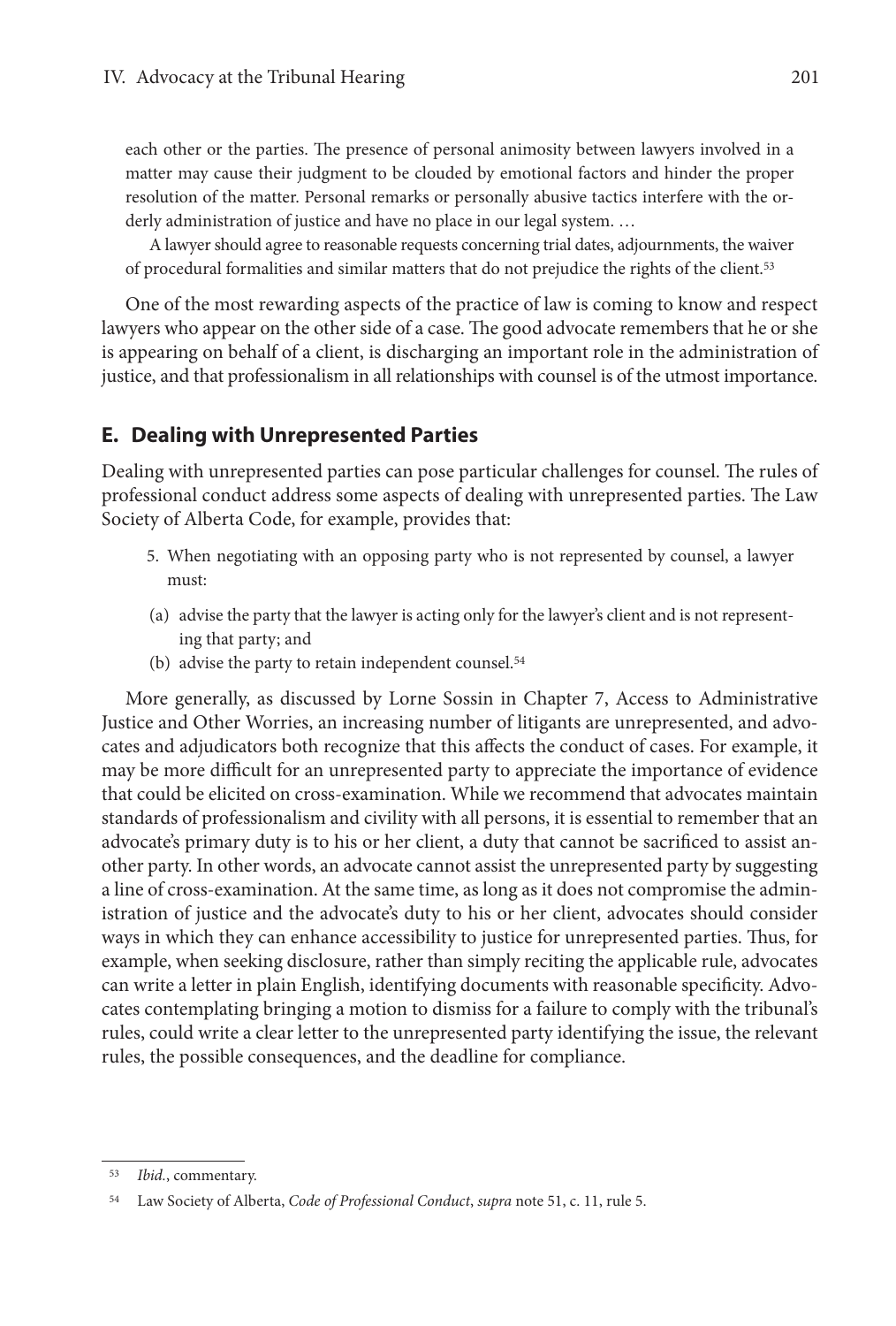> each other or the parties. The presence of personal animosity between lawyers involved in a matter may cause their judgment to be clouded by emotional factors and hinder the proper resolution of the matter. Personal remarks or personally abusive tactics interfere with the orderly administration of justice and have no place in our legal system. …
>
> A lawyer should agree to reasonable requests concerning trial dates, adjournments, the waiver of procedural formalities and similar matters that do not prejudice the rights of the client.[53]

One of the most rewarding aspects of the practice of law is coming to know and respect lawyers who appear on the other side of a case. The good advocate remembers that he or she is appearing on behalf of a client, is discharging an important role in the administration of justice, and that professionalism in all relationships with counsel is of the utmost importance.

## E. Dealing with Unrepresented Parties

Dealing with unrepresented parties can pose particular challenges for counsel. The rules of professional conduct address some aspects of dealing with unrepresented parties. The Law Society of Alberta Code, for example, provides that:

> 5. When negotiating with an opposing party who is not represented by counsel, a lawyer must:
>
> (a) advise the party that the lawyer is acting only for the lawyer's client and is not representing that party; and
>
> (b) advise the party to retain independent counsel.[54]

More generally, as discussed by Lorne Sossin in Chapter 7, Access to Administrative Justice and Other Worries, an increasing number of litigants are unrepresented, and advocates and adjudicators both recognize that this affects the conduct of cases. For example, it may be more difficult for an unrepresented party to appreciate the importance of evidence that could be elicited on cross-examination. While we recommend that advocates maintain standards of professionalism and civility with all persons, it is essential to remember that an advocate's primary duty is to his or her client, a duty that cannot be sacrificed to assist another party. In other words, an advocate cannot assist the unrepresented party by suggesting a line of cross-examination. At the same time, as long as it does not compromise the administration of justice and the advocate's duty to his or her client, advocates should consider ways in which they can enhance accessibility to justice for unrepresented parties. Thus, for example, when seeking disclosure, rather than simply reciting the applicable rule, advocates can write a letter in plain English, identifying documents with reasonable specificity. Advocates contemplating bringing a motion to dismiss for a failure to comply with the tribunal's rules, could write a clear letter to the unrepresented party identifying the issue, the relevant rules, the possible consequences, and the deadline for compliance.

---

[53] *Ibid.*, commentary.

[54] Law Society of Alberta, *Code of Professional Conduct*, *supra* note 51, c. 11, rule 5.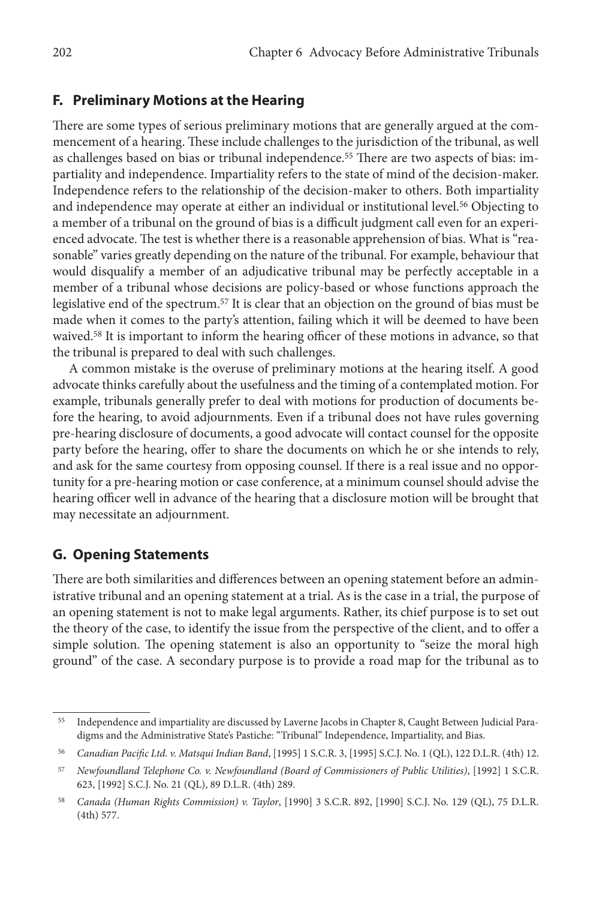## F. Preliminary Motions at the Hearing

There are some types of serious preliminary motions that are generally argued at the commencement of a hearing. These include challenges to the jurisdiction of the tribunal, as well as challenges based on bias or tribunal independence.[55] There are two aspects of bias: impartiality and independence. Impartiality refers to the state of mind of the decision-maker. Independence refers to the relationship of the decision-maker to others. Both impartiality and independence may operate at either an individual or institutional level.[56] Objecting to a member of a tribunal on the ground of bias is a difficult judgment call even for an experienced advocate. The test is whether there is a reasonable apprehension of bias. What is "reasonable" varies greatly depending on the nature of the tribunal. For example, behaviour that would disqualify a member of an adjudicative tribunal may be perfectly acceptable in a member of a tribunal whose decisions are policy-based or whose functions approach the legislative end of the spectrum.[57] It is clear that an objection on the ground of bias must be made when it comes to the party's attention, failing which it will be deemed to have been waived.[58] It is important to inform the hearing officer of these motions in advance, so that the tribunal is prepared to deal with such challenges.

A common mistake is the overuse of preliminary motions at the hearing itself. A good advocate thinks carefully about the usefulness and the timing of a contemplated motion. For example, tribunals generally prefer to deal with motions for production of documents before the hearing, to avoid adjournments. Even if a tribunal does not have rules governing pre-hearing disclosure of documents, a good advocate will contact counsel for the opposite party before the hearing, offer to share the documents on which he or she intends to rely, and ask for the same courtesy from opposing counsel. If there is a real issue and no opportunity for a pre-hearing motion or case conference, at a minimum counsel should advise the hearing officer well in advance of the hearing that a disclosure motion will be brought that may necessitate an adjournment.

## G. Opening Statements

There are both similarities and differences between an opening statement before an administrative tribunal and an opening statement at a trial. As is the case in a trial, the purpose of an opening statement is not to make legal arguments. Rather, its chief purpose is to set out the theory of the case, to identify the issue from the perspective of the client, and to offer a simple solution. The opening statement is also an opportunity to "seize the moral high ground" of the case. A secondary purpose is to provide a road map for the tribunal as to

---

[55] Independence and impartiality are discussed by Laverne Jacobs in Chapter 8, Caught Between Judicial Paradigms and the Administrative State's Pastiche: "Tribunal" Independence, Impartiality, and Bias.

[56] *Canadian Pacific Ltd. v. Matsqui Indian Band*, [1995] 1 S.C.R. 3, [1995] S.C.J. No. 1 (QL), 122 D.L.R. (4th) 12.

[57] *Newfoundland Telephone Co. v. Newfoundland (Board of Commissioners of Public Utilities)*, [1992] 1 S.C.R. 623, [1992] S.C.J. No. 21 (QL), 89 D.L.R. (4th) 289.

[58] *Canada (Human Rights Commission) v. Taylor*, [1990] 3 S.C.R. 892, [1990] S.C.J. No. 129 (QL), 75 D.L.R. (4th) 577.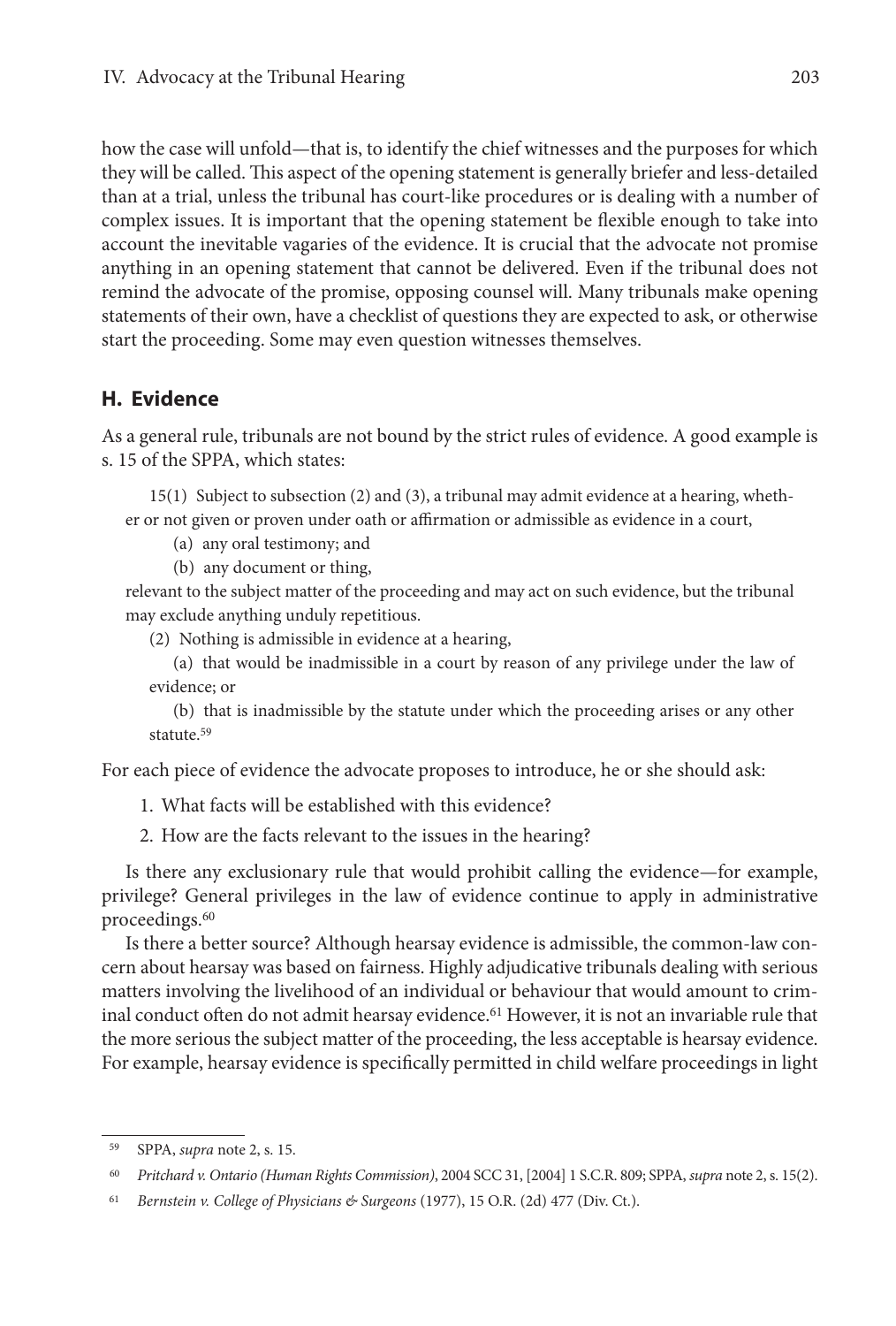how the case will unfold—that is, to identify the chief witnesses and the purposes for which they will be called. This aspect of the opening statement is generally briefer and less-detailed than at a trial, unless the tribunal has court-like procedures or is dealing with a number of complex issues. It is important that the opening statement be flexible enough to take into account the inevitable vagaries of the evidence. It is crucial that the advocate not promise anything in an opening statement that cannot be delivered. Even if the tribunal does not remind the advocate of the promise, opposing counsel will. Many tribunals make opening statements of their own, have a checklist of questions they are expected to ask, or otherwise start the proceeding. Some may even question witnesses themselves.

## H. Evidence

As a general rule, tribunals are not bound by the strict rules of evidence. A good example is s. 15 of the SPPA, which states:

> 15(1) Subject to subsection (2) and (3), a tribunal may admit evidence at a hearing, whether or not given or proven under oath or affirmation or admissible as evidence in a court,
>
> (a) any oral testimony; and
>
> (b) any document or thing,
>
> relevant to the subject matter of the proceeding and may act on such evidence, but the tribunal may exclude anything unduly repetitious.
>
> (2) Nothing is admissible in evidence at a hearing,
>
> (a) that would be inadmissible in a court by reason of any privilege under the law of evidence; or
>
> (b) that is inadmissible by the statute under which the proceeding arises or any other statute.[59]

For each piece of evidence the advocate proposes to introduce, he or she should ask:

1. What facts will be established with this evidence?
2. How are the facts relevant to the issues in the hearing?

Is there any exclusionary rule that would prohibit calling the evidence—for example, privilege? General privileges in the law of evidence continue to apply in administrative proceedings.[60]

Is there a better source? Although hearsay evidence is admissible, the common-law concern about hearsay was based on fairness. Highly adjudicative tribunals dealing with serious matters involving the livelihood of an individual or behaviour that would amount to criminal conduct often do not admit hearsay evidence.[61] However, it is not an invariable rule that the more serious the subject matter of the proceeding, the less acceptable is hearsay evidence. For example, hearsay evidence is specifically permitted in child welfare proceedings in light

---

[59] SPPA, *supra* note 2, s. 15.

[60] *Pritchard v. Ontario (Human Rights Commission)*, 2004 SCC 31, [2004] 1 S.C.R. 809; SPPA, *supra* note 2, s. 15(2).

[61] *Bernstein v. College of Physicians & Surgeons* (1977), 15 O.R. (2d) 477 (Div. Ct.).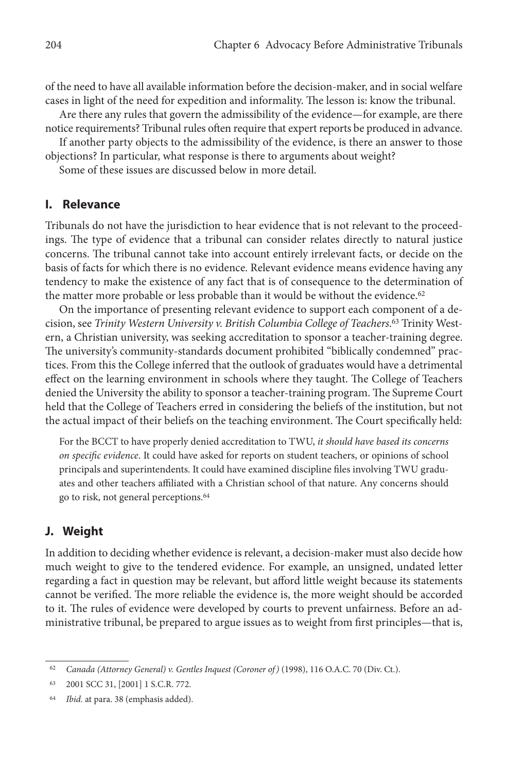of the need to have all available information before the decision-maker, and in social welfare cases in light of the need for expedition and informality. The lesson is: know the tribunal.

Are there any rules that govern the admissibility of the evidence—for example, are there notice requirements? Tribunal rules often require that expert reports be produced in advance.

If another party objects to the admissibility of the evidence, is there an answer to those objections? In particular, what response is there to arguments about weight?

Some of these issues are discussed below in more detail.

## I. Relevance

Tribunals do not have the jurisdiction to hear evidence that is not relevant to the proceedings. The type of evidence that a tribunal can consider relates directly to natural justice concerns. The tribunal cannot take into account entirely irrelevant facts, or decide on the basis of facts for which there is no evidence. Relevant evidence means evidence having any tendency to make the existence of any fact that is of consequence to the determination of the matter more probable or less probable than it would be without the evidence.[62]

On the importance of presenting relevant evidence to support each component of a decision, see *Trinity Western University v. British Columbia College of Teachers*.[63] Trinity Western, a Christian university, was seeking accreditation to sponsor a teacher-training degree. The university's community-standards document prohibited "biblically condemned" practices. From this the College inferred that the outlook of graduates would have a detrimental effect on the learning environment in schools where they taught. The College of Teachers denied the University the ability to sponsor a teacher-training program. The Supreme Court held that the College of Teachers erred in considering the beliefs of the institution, but not the actual impact of their beliefs on the teaching environment. The Court specifically held:

> For the BCCT to have properly denied accreditation to TWU, *it should have based its concerns on specific evidence*. It could have asked for reports on student teachers, or opinions of school principals and superintendents. It could have examined discipline files involving TWU graduates and other teachers affiliated with a Christian school of that nature. Any concerns should go to risk, not general perceptions.[64]

## J. Weight

In addition to deciding whether evidence is relevant, a decision-maker must also decide how much weight to give to the tendered evidence. For example, an unsigned, undated letter regarding a fact in question may be relevant, but afford little weight because its statements cannot be verified. The more reliable the evidence is, the more weight should be accorded to it. The rules of evidence were developed by courts to prevent unfairness. Before an administrative tribunal, be prepared to argue issues as to weight from first principles—that is,

---

62 *Canada (Attorney General) v. Gentles Inquest (Coroner of)* (1998), 116 O.A.C. 70 (Div. Ct.).

63 2001 SCC 31, [2001] 1 S.C.R. 772.

64 *Ibid.* at para. 38 (emphasis added).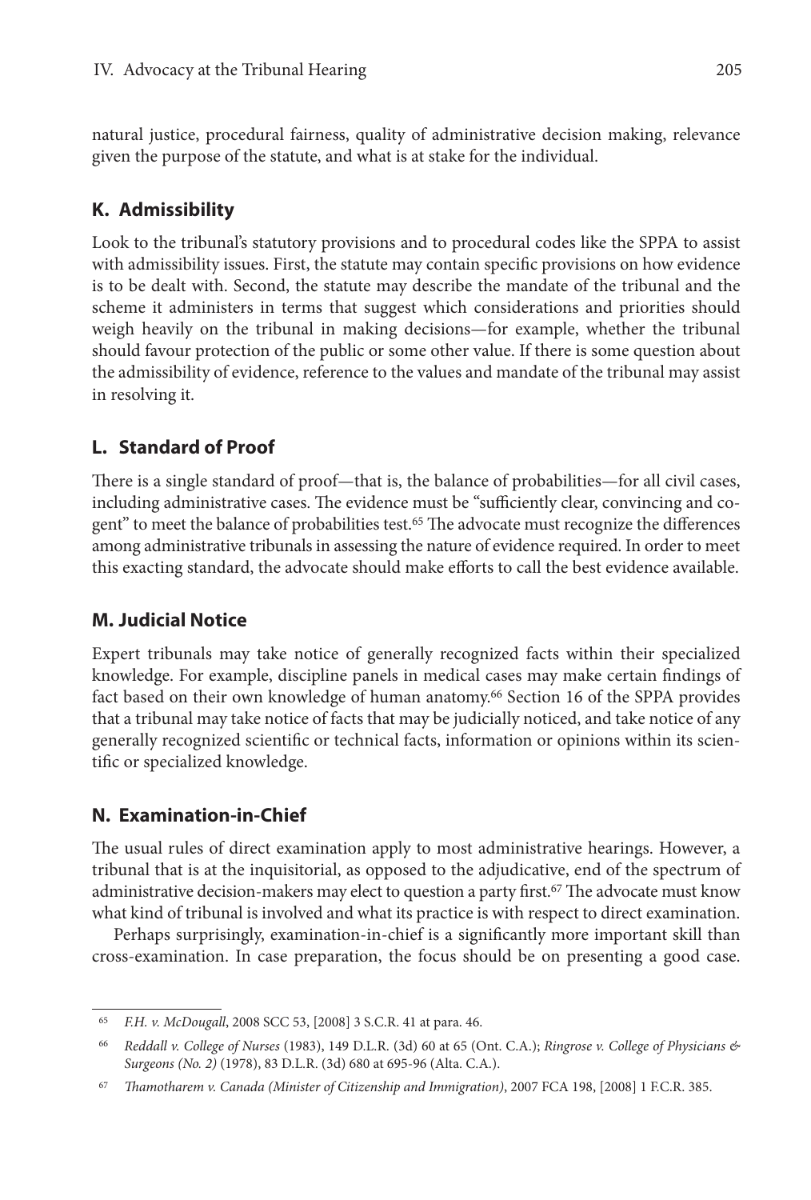natural justice, procedural fairness, quality of administrative decision making, relevance given the purpose of the statute, and what is at stake for the individual.

## K. Admissibility

Look to the tribunal's statutory provisions and to procedural codes like the SPPA to assist with admissibility issues. First, the statute may contain specific provisions on how evidence is to be dealt with. Second, the statute may describe the mandate of the tribunal and the scheme it administers in terms that suggest which considerations and priorities should weigh heavily on the tribunal in making decisions—for example, whether the tribunal should favour protection of the public or some other value. If there is some question about the admissibility of evidence, reference to the values and mandate of the tribunal may assist in resolving it.

## L. Standard of Proof

There is a single standard of proof—that is, the balance of probabilities—for all civil cases, including administrative cases. The evidence must be "sufficiently clear, convincing and cogent" to meet the balance of probabilities test.[65] The advocate must recognize the differences among administrative tribunals in assessing the nature of evidence required. In order to meet this exacting standard, the advocate should make efforts to call the best evidence available.

## M. Judicial Notice

Expert tribunals may take notice of generally recognized facts within their specialized knowledge. For example, discipline panels in medical cases may make certain findings of fact based on their own knowledge of human anatomy.[66] Section 16 of the SPPA provides that a tribunal may take notice of facts that may be judicially noticed, and take notice of any generally recognized scientific or technical facts, information or opinions within its scientific or specialized knowledge.

## N. Examination-in-Chief

The usual rules of direct examination apply to most administrative hearings. However, a tribunal that is at the inquisitorial, as opposed to the adjudicative, end of the spectrum of administrative decision-makers may elect to question a party first.[67] The advocate must know what kind of tribunal is involved and what its practice is with respect to direct examination.

Perhaps surprisingly, examination-in-chief is a significantly more important skill than cross-examination. In case preparation, the focus should be on presenting a good case.

---

65 *F.H. v. McDougall*, 2008 SCC 53, [2008] 3 S.C.R. 41 at para. 46.

66 *Reddall v. College of Nurses* (1983), 149 D.L.R. (3d) 60 at 65 (Ont. C.A.); *Ringrose v. College of Physicians & Surgeons (No. 2)* (1978), 83 D.L.R. (3d) 680 at 695-96 (Alta. C.A.).

67 *Thamotharem v. Canada (Minister of Citizenship and Immigration)*, 2007 FCA 198, [2008] 1 F.C.R. 385.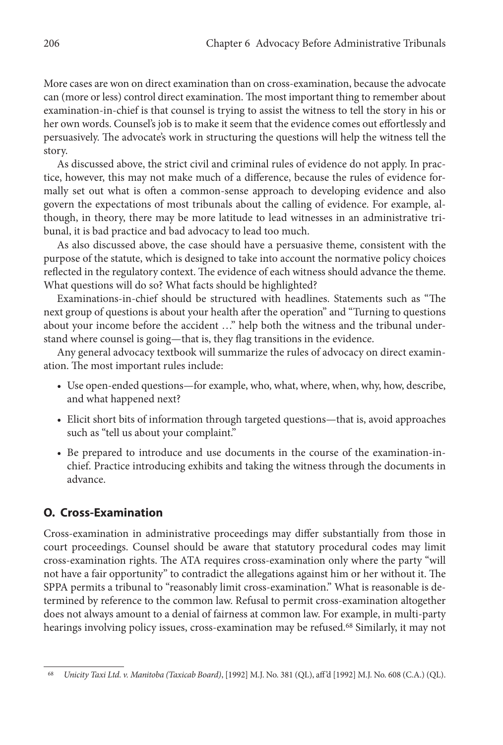More cases are won on direct examination than on cross-examination, because the advocate can (more or less) control direct examination. The most important thing to remember about examination-in-chief is that counsel is trying to assist the witness to tell the story in his or her own words. Counsel's job is to make it seem that the evidence comes out effortlessly and persuasively. The advocate's work in structuring the questions will help the witness tell the story.

As discussed above, the strict civil and criminal rules of evidence do not apply. In practice, however, this may not make much of a difference, because the rules of evidence formally set out what is often a common-sense approach to developing evidence and also govern the expectations of most tribunals about the calling of evidence. For example, although, in theory, there may be more latitude to lead witnesses in an administrative tribunal, it is bad practice and bad advocacy to lead too much.

As also discussed above, the case should have a persuasive theme, consistent with the purpose of the statute, which is designed to take into account the normative policy choices reflected in the regulatory context. The evidence of each witness should advance the theme. What questions will do so? What facts should be highlighted?

Examinations-in-chief should be structured with headlines. Statements such as "The next group of questions is about your health after the operation" and "Turning to questions about your income before the accident …" help both the witness and the tribunal understand where counsel is going—that is, they flag transitions in the evidence.

Any general advocacy textbook will summarize the rules of advocacy on direct examination. The most important rules include:

- Use open-ended questions—for example, who, what, where, when, why, how, describe, and what happened next?
- Elicit short bits of information through targeted questions—that is, avoid approaches such as "tell us about your complaint."
- Be prepared to introduce and use documents in the course of the examination-in-chief. Practice introducing exhibits and taking the witness through the documents in advance.

## O. Cross-Examination

Cross-examination in administrative proceedings may differ substantially from those in court proceedings. Counsel should be aware that statutory procedural codes may limit cross-examination rights. The ATA requires cross-examination only where the party "will not have a fair opportunity" to contradict the allegations against him or her without it. The SPPA permits a tribunal to "reasonably limit cross-examination." What is reasonable is determined by reference to the common law. Refusal to permit cross-examination altogether does not always amount to a denial of fairness at common law. For example, in multi-party hearings involving policy issues, cross-examination may be refused.[68] Similarly, it may not

[68] *Unicity Taxi Ltd. v. Manitoba (Taxicab Board)*, [1992] M.J. No. 381 (QL), aff'd [1992] M.J. No. 608 (C.A.) (QL).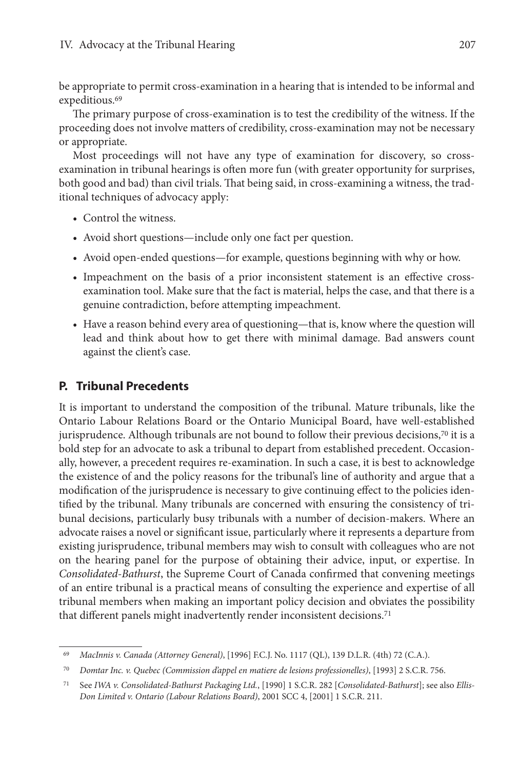be appropriate to permit cross-examination in a hearing that is intended to be informal and expeditious.[69]

The primary purpose of cross-examination is to test the credibility of the witness. If the proceeding does not involve matters of credibility, cross-examination may not be necessary or appropriate.

Most proceedings will not have any type of examination for discovery, so cross-examination in tribunal hearings is often more fun (with greater opportunity for surprises, both good and bad) than civil trials. That being said, in cross-examining a witness, the traditional techniques of advocacy apply:

- Control the witness.
- Avoid short questions—include only one fact per question.
- Avoid open-ended questions—for example, questions beginning with why or how.
- Impeachment on the basis of a prior inconsistent statement is an effective cross-examination tool. Make sure that the fact is material, helps the case, and that there is a genuine contradiction, before attempting impeachment.
- Have a reason behind every area of questioning—that is, know where the question will lead and think about how to get there with minimal damage. Bad answers count against the client's case.

## P. Tribunal Precedents

It is important to understand the composition of the tribunal. Mature tribunals, like the Ontario Labour Relations Board or the Ontario Municipal Board, have well-established jurisprudence. Although tribunals are not bound to follow their previous decisions,[70] it is a bold step for an advocate to ask a tribunal to depart from established precedent. Occasionally, however, a precedent requires re-examination. In such a case, it is best to acknowledge the existence of and the policy reasons for the tribunal's line of authority and argue that a modification of the jurisprudence is necessary to give continuing effect to the policies identified by the tribunal. Many tribunals are concerned with ensuring the consistency of tribunal decisions, particularly busy tribunals with a number of decision-makers. Where an advocate raises a novel or significant issue, particularly where it represents a departure from existing jurisprudence, tribunal members may wish to consult with colleagues who are not on the hearing panel for the purpose of obtaining their advice, input, or expertise. In *Consolidated-Bathurst*, the Supreme Court of Canada confirmed that convening meetings of an entire tribunal is a practical means of consulting the experience and expertise of all tribunal members when making an important policy decision and obviates the possibility that different panels might inadvertently render inconsistent decisions.[71]

---

69 *MacInnis v. Canada (Attorney General)*, [1996] F.C.J. No. 1117 (QL), 139 D.L.R. (4th) 72 (C.A.).

70 *Domtar Inc. v. Quebec (Commission d'appel en matiere de lesions professionnelles)*, [1993] 2 S.C.R. 756.

71 See *IWA v. Consolidated-Bathurst Packaging Ltd.*, [1990] 1 S.C.R. 282 [*Consolidated-Bathurst*]; see also *Ellis-Don Limited v. Ontario (Labour Relations Board)*, 2001 SCC 4, [2001] 1 S.C.R. 211.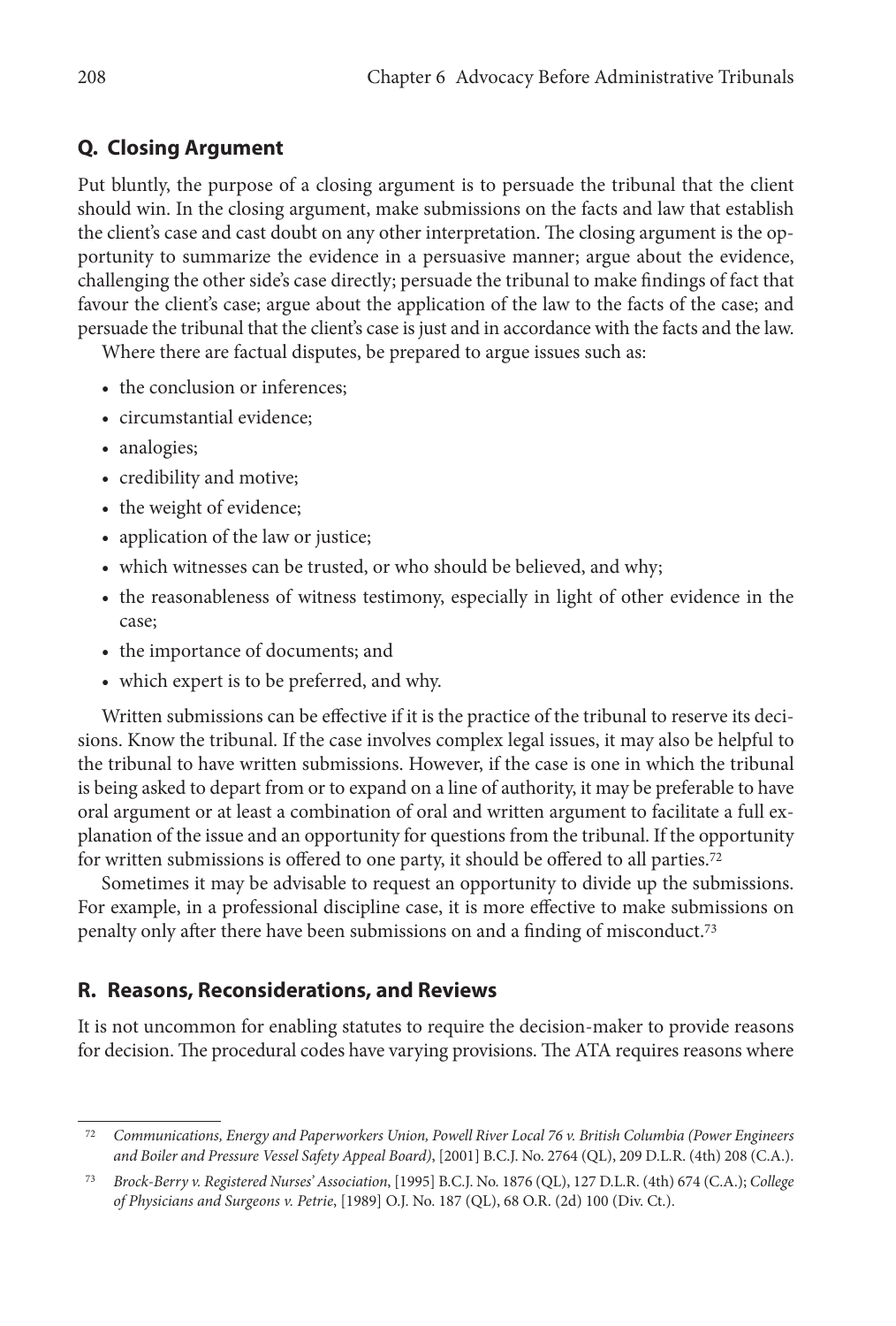## Q. Closing Argument

Put bluntly, the purpose of a closing argument is to persuade the tribunal that the client should win. In the closing argument, make submissions on the facts and law that establish the client's case and cast doubt on any other interpretation. The closing argument is the opportunity to summarize the evidence in a persuasive manner; argue about the evidence, challenging the other side's case directly; persuade the tribunal to make findings of fact that favour the client's case; argue about the application of the law to the facts of the case; and persuade the tribunal that the client's case is just and in accordance with the facts and the law.

Where there are factual disputes, be prepared to argue issues such as:

- the conclusion or inferences;
- circumstantial evidence;
- analogies;
- credibility and motive;
- the weight of evidence;
- application of the law or justice;
- which witnesses can be trusted, or who should be believed, and why;
- the reasonableness of witness testimony, especially in light of other evidence in the case;
- the importance of documents; and
- which expert is to be preferred, and why.

Written submissions can be effective if it is the practice of the tribunal to reserve its decisions. Know the tribunal. If the case involves complex legal issues, it may also be helpful to the tribunal to have written submissions. However, if the case is one in which the tribunal is being asked to depart from or to expand on a line of authority, it may be preferable to have oral argument or at least a combination of oral and written argument to facilitate a full explanation of the issue and an opportunity for questions from the tribunal. If the opportunity for written submissions is offered to one party, it should be offered to all parties.[72]

Sometimes it may be advisable to request an opportunity to divide up the submissions. For example, in a professional discipline case, it is more effective to make submissions on penalty only after there have been submissions on and a finding of misconduct.[73]

## R. Reasons, Reconsiderations, and Reviews

It is not uncommon for enabling statutes to require the decision-maker to provide reasons for decision. The procedural codes have varying provisions. The ATA requires reasons where

---

72 *Communications, Energy and Paperworkers Union, Powell River Local 76 v. British Columbia (Power Engineers and Boiler and Pressure Vessel Safety Appeal Board)*, [2001] B.C.J. No. 2764 (QL), 209 D.L.R. (4th) 208 (C.A.).

73 *Brock-Berry v. Registered Nurses' Association*, [1995] B.C.J. No. 1876 (QL), 127 D.L.R. (4th) 674 (C.A.); *College of Physicians and Surgeons v. Petrie*, [1989] O.J. No. 187 (QL), 68 O.R. (2d) 100 (Div. Ct.).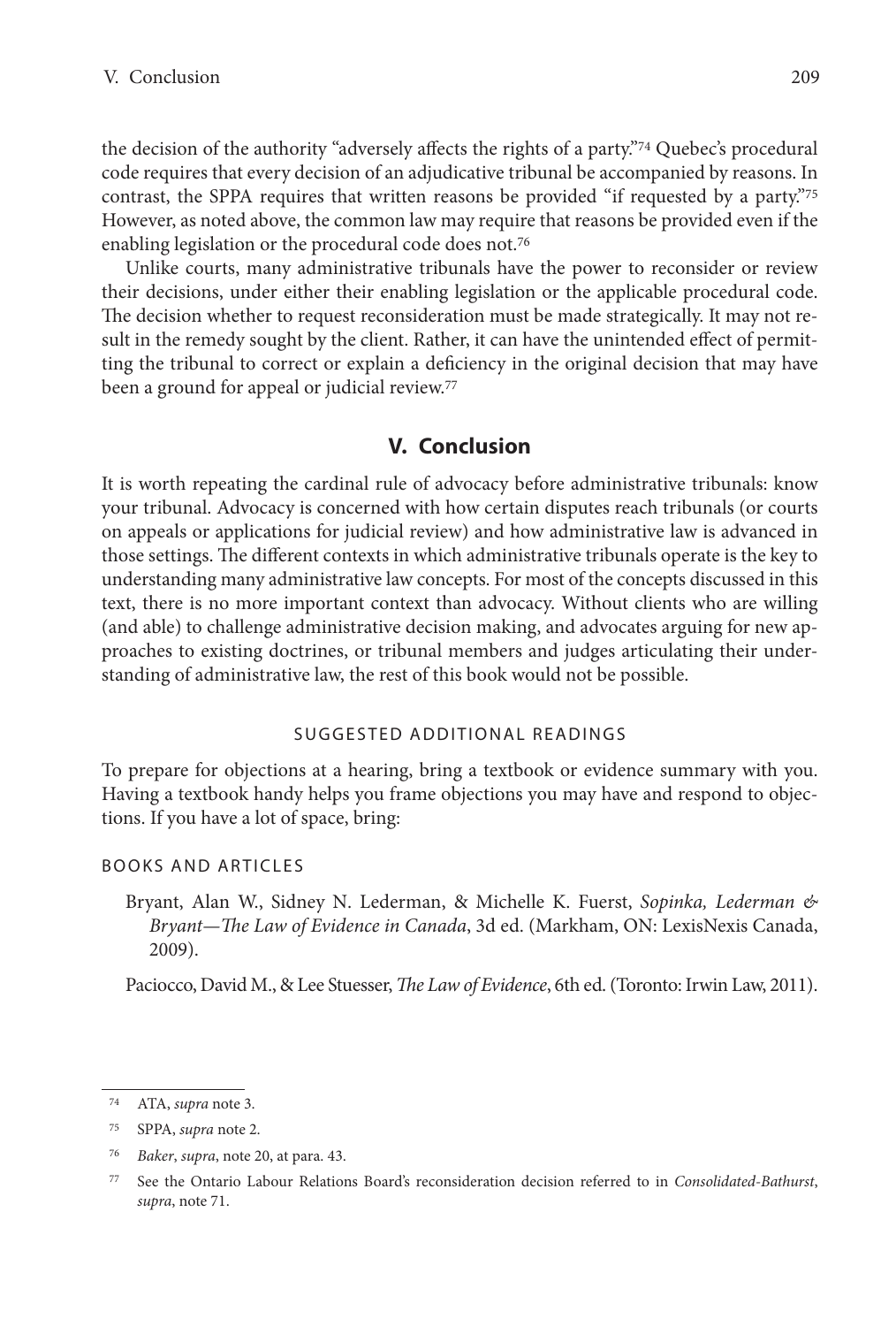the decision of the authority "adversely affects the rights of a party."[74] Quebec's procedural code requires that every decision of an adjudicative tribunal be accompanied by reasons. In contrast, the SPPA requires that written reasons be provided "if requested by a party."[75] However, as noted above, the common law may require that reasons be provided even if the enabling legislation or the procedural code does not.[76]

Unlike courts, many administrative tribunals have the power to reconsider or review their decisions, under either their enabling legislation or the applicable procedural code. The decision whether to request reconsideration must be made strategically. It may not result in the remedy sought by the client. Rather, it can have the unintended effect of permitting the tribunal to correct or explain a deficiency in the original decision that may have been a ground for appeal or judicial review.[77]

## V. Conclusion

It is worth repeating the cardinal rule of advocacy before administrative tribunals: know your tribunal. Advocacy is concerned with how certain disputes reach tribunals (or courts on appeals or applications for judicial review) and how administrative law is advanced in those settings. The different contexts in which administrative tribunals operate is the key to understanding many administrative law concepts. For most of the concepts discussed in this text, there is no more important context than advocacy. Without clients who are willing (and able) to challenge administrative decision making, and advocates arguing for new approaches to existing doctrines, or tribunal members and judges articulating their understanding of administrative law, the rest of this book would not be possible.

### SUGGESTED ADDITIONAL READINGS

To prepare for objections at a hearing, bring a textbook or evidence summary with you. Having a textbook handy helps you frame objections you may have and respond to objections. If you have a lot of space, bring:

#### BOOKS AND ARTICLES

Bryant, Alan W., Sidney N. Lederman, & Michelle K. Fuerst, *Sopinka, Lederman & Bryant—The Law of Evidence in Canada*, 3d ed. (Markham, ON: LexisNexis Canada, 2009).

Paciocco, David M., & Lee Stuesser, *The Law of Evidence*, 6th ed. (Toronto: Irwin Law, 2011).

---

[74] ATA, *supra* note 3.

[75] SPPA, *supra* note 2.

[76] *Baker*, *supra*, note 20, at para. 43.

[77] See the Ontario Labour Relations Board's reconsideration decision referred to in *Consolidated-Bathurst*, *supra*, note 71.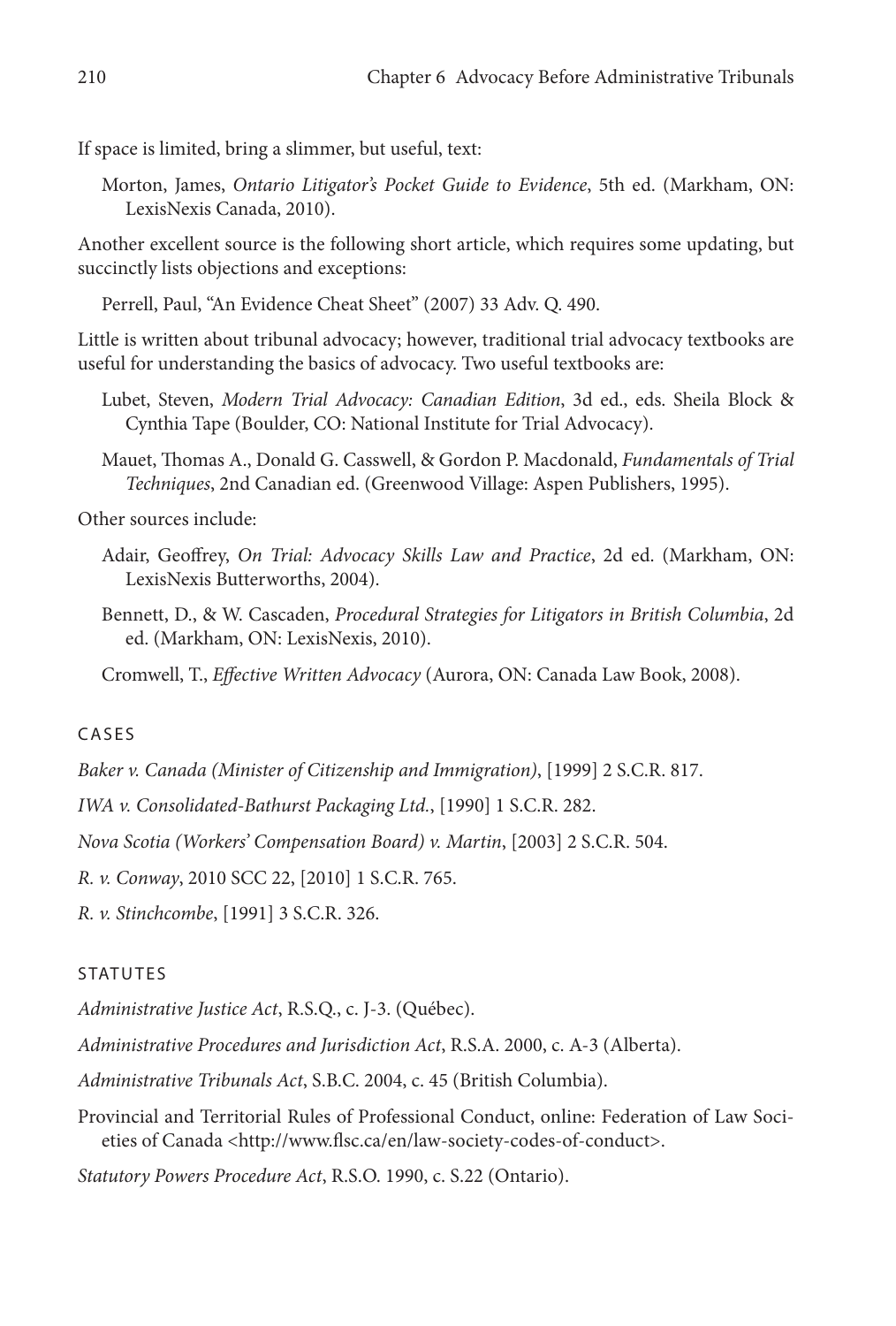If space is limited, bring a slimmer, but useful, text:

Morton, James, *Ontario Litigator's Pocket Guide to Evidence*, 5th ed. (Markham, ON: LexisNexis Canada, 2010).

Another excellent source is the following short article, which requires some updating, but succinctly lists objections and exceptions:

Perrell, Paul, "An Evidence Cheat Sheet" (2007) 33 Adv. Q. 490.

Little is written about tribunal advocacy; however, traditional trial advocacy textbooks are useful for understanding the basics of advocacy. Two useful textbooks are:

Lubet, Steven, *Modern Trial Advocacy: Canadian Edition*, 3d ed., eds. Sheila Block & Cynthia Tape (Boulder, CO: National Institute for Trial Advocacy).

Mauet, Thomas A., Donald G. Casswell, & Gordon P. Macdonald, *Fundamentals of Trial Techniques*, 2nd Canadian ed. (Greenwood Village: Aspen Publishers, 1995).

Other sources include:

Adair, Geoffrey, *On Trial: Advocacy Skills Law and Practice*, 2d ed. (Markham, ON: LexisNexis Butterworths, 2004).

Bennett, D., & W. Cascaden, *Procedural Strategies for Litigators in British Columbia*, 2d ed. (Markham, ON: LexisNexis, 2010).

Cromwell, T., *Effective Written Advocacy* (Aurora, ON: Canada Law Book, 2008).

## CASES

*Baker v. Canada (Minister of Citizenship and Immigration)*, [1999] 2 S.C.R. 817.

*IWA v. Consolidated-Bathurst Packaging Ltd.*, [1990] 1 S.C.R. 282.

*Nova Scotia (Workers' Compensation Board) v. Martin*, [2003] 2 S.C.R. 504.

*R. v. Conway*, 2010 SCC 22, [2010] 1 S.C.R. 765.

*R. v. Stinchcombe*, [1991] 3 S.C.R. 326.

## STATUTES

*Administrative Justice Act*, R.S.Q., c. J-3. (Québec).

*Administrative Procedures and Jurisdiction Act*, R.S.A. 2000, c. A-3 (Alberta).

*Administrative Tribunals Act*, S.B.C. 2004, c. 45 (British Columbia).

Provincial and Territorial Rules of Professional Conduct, online: Federation of Law Societies of Canada <http://www.flsc.ca/en/law-society-codes-of-conduct>.

*Statutory Powers Procedure Act*, R.S.O. 1990, c. S.22 (Ontario).